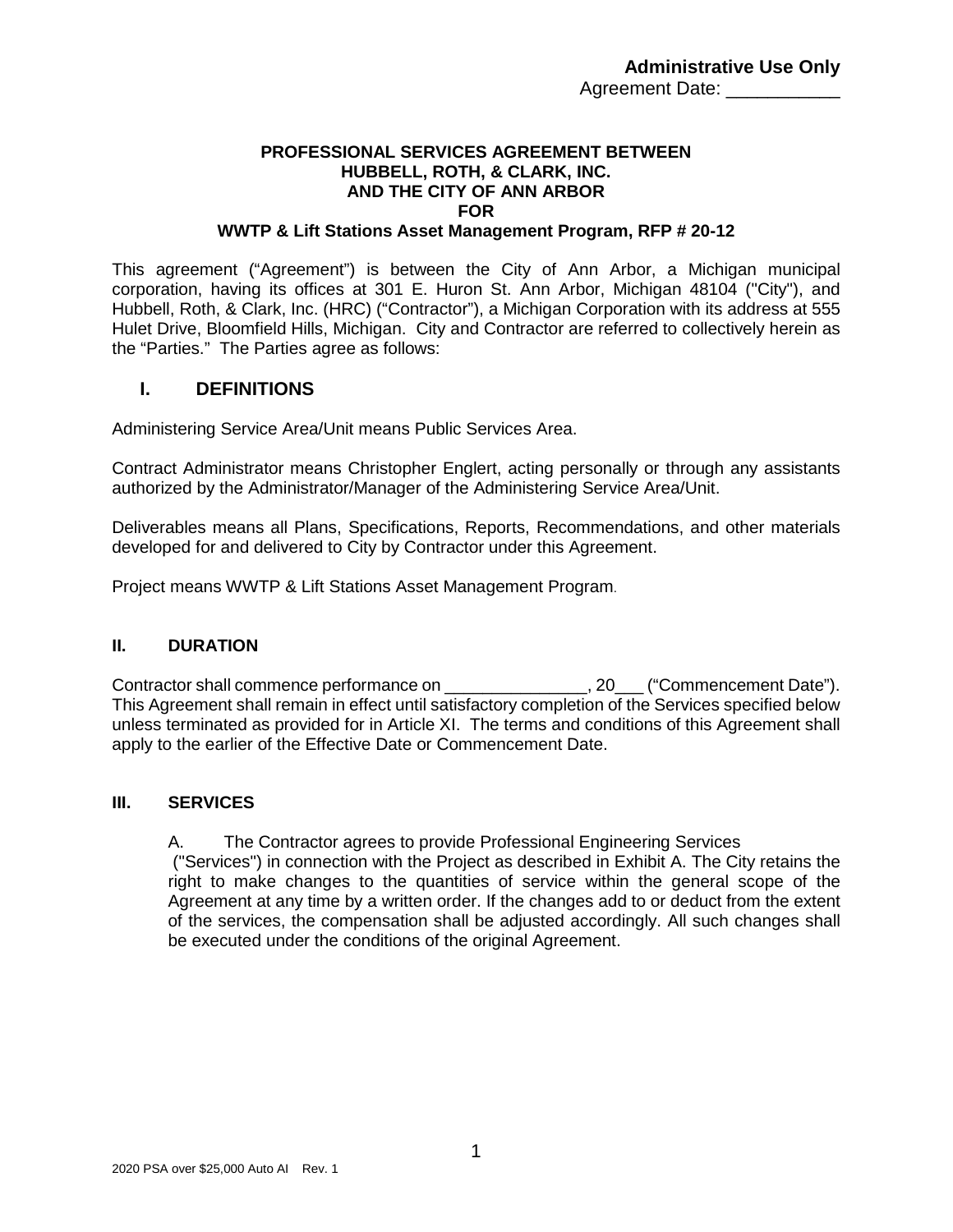**Administrative Use Only**
Agreement Date: ___________

**PROFESSIONAL SERVICES AGREEMENT BETWEEN**
**HUBBELL, ROTH, & CLARK, INC.**
**AND THE CITY OF ANN ARBOR**
**FOR**
**WWTP & Lift Stations Asset Management Program, RFP # 20-12**

This agreement ("Agreement") is between the City of Ann Arbor, a Michigan municipal corporation, having its offices at 301 E. Huron St. Ann Arbor, Michigan 48104 ("City"), and Hubbell, Roth, & Clark, Inc. (HRC) ("Contractor"), a Michigan Corporation with its address at 555 Hulet Drive, Bloomfield Hills, Michigan. City and Contractor are referred to collectively herein as the "Parties." The Parties agree as follows:

## I. DEFINITIONS

Administering Service Area/Unit means Public Services Area.

Contract Administrator means Christopher Englert, acting personally or through any assistants authorized by the Administrator/Manager of the Administering Service Area/Unit.

Deliverables means all Plans, Specifications, Reports, Recommendations, and other materials developed for and delivered to City by Contractor under this Agreement.

Project means WWTP & Lift Stations Asset Management Program.

## II. DURATION

Contractor shall commence performance on _______________, 20___ ("Commencement Date"). This Agreement shall remain in effect until satisfactory completion of the Services specified below unless terminated as provided for in Article XI. The terms and conditions of this Agreement shall apply to the earlier of the Effective Date or Commencement Date.

## III. SERVICES

A. The Contractor agrees to provide Professional Engineering Services ("Services") in connection with the Project as described in Exhibit A. The City retains the right to make changes to the quantities of service within the general scope of the Agreement at any time by a written order. If the changes add to or deduct from the extent of the services, the compensation shall be adjusted accordingly. All such changes shall be executed under the conditions of the original Agreement.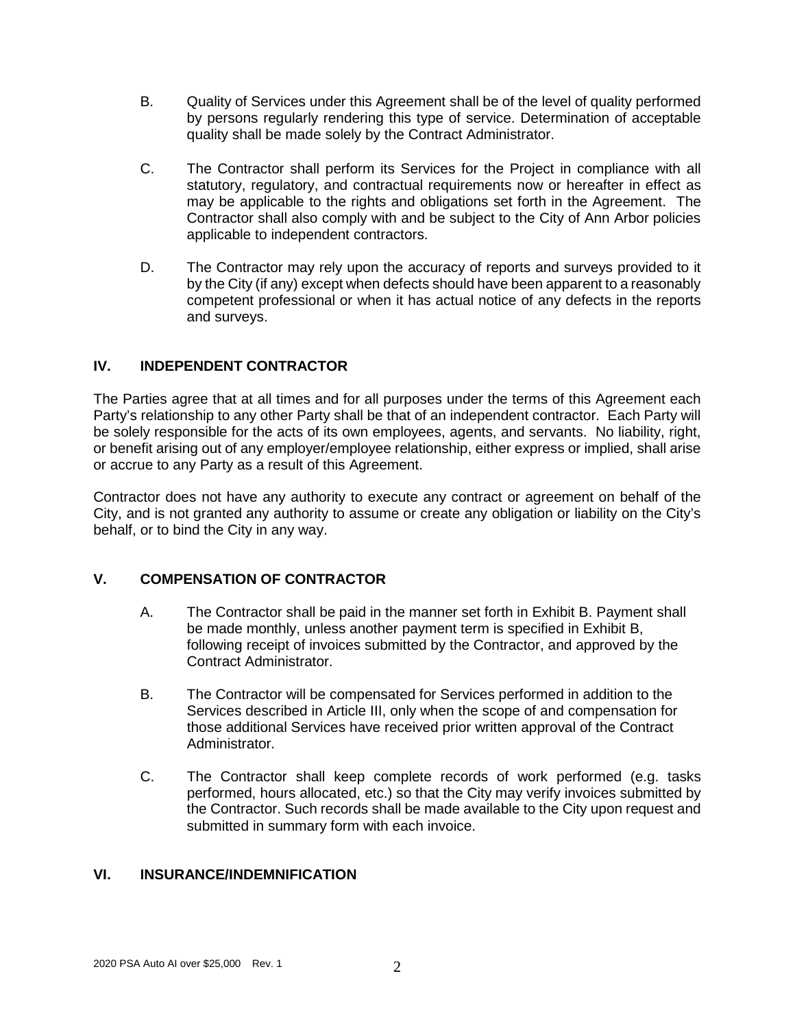B. Quality of Services under this Agreement shall be of the level of quality performed by persons regularly rendering this type of service. Determination of acceptable quality shall be made solely by the Contract Administrator.

C. The Contractor shall perform its Services for the Project in compliance with all statutory, regulatory, and contractual requirements now or hereafter in effect as may be applicable to the rights and obligations set forth in the Agreement. The Contractor shall also comply with and be subject to the City of Ann Arbor policies applicable to independent contractors.

D. The Contractor may rely upon the accuracy of reports and surveys provided to it by the City (if any) except when defects should have been apparent to a reasonably competent professional or when it has actual notice of any defects in the reports and surveys.

## IV. INDEPENDENT CONTRACTOR

The Parties agree that at all times and for all purposes under the terms of this Agreement each Party's relationship to any other Party shall be that of an independent contractor. Each Party will be solely responsible for the acts of its own employees, agents, and servants. No liability, right, or benefit arising out of any employer/employee relationship, either express or implied, shall arise or accrue to any Party as a result of this Agreement.

Contractor does not have any authority to execute any contract or agreement on behalf of the City, and is not granted any authority to assume or create any obligation or liability on the City's behalf, or to bind the City in any way.

## V. COMPENSATION OF CONTRACTOR

A. The Contractor shall be paid in the manner set forth in Exhibit B. Payment shall be made monthly, unless another payment term is specified in Exhibit B, following receipt of invoices submitted by the Contractor, and approved by the Contract Administrator.

B. The Contractor will be compensated for Services performed in addition to the Services described in Article III, only when the scope of and compensation for those additional Services have received prior written approval of the Contract Administrator.

C. The Contractor shall keep complete records of work performed (e.g. tasks performed, hours allocated, etc.) so that the City may verify invoices submitted by the Contractor. Such records shall be made available to the City upon request and submitted in summary form with each invoice.

## VI. INSURANCE/INDEMNIFICATION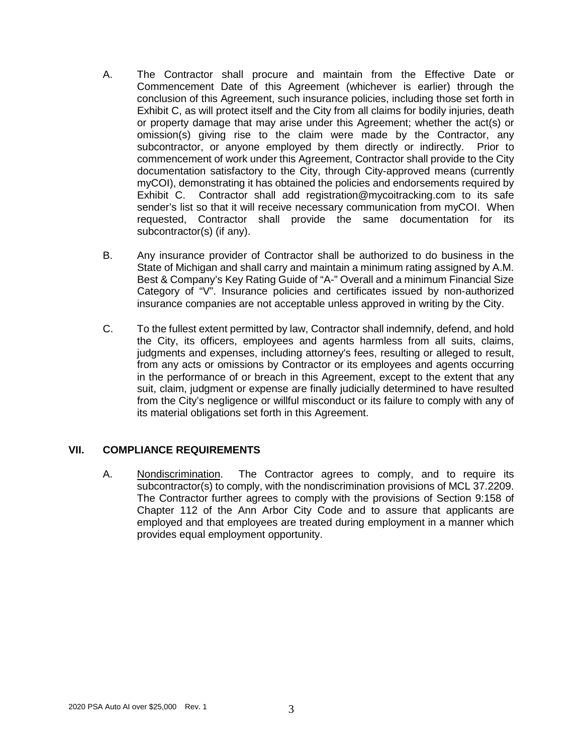A. The Contractor shall procure and maintain from the Effective Date or Commencement Date of this Agreement (whichever is earlier) through the conclusion of this Agreement, such insurance policies, including those set forth in Exhibit C, as will protect itself and the City from all claims for bodily injuries, death or property damage that may arise under this Agreement; whether the act(s) or omission(s) giving rise to the claim were made by the Contractor, any subcontractor, or anyone employed by them directly or indirectly. Prior to commencement of work under this Agreement, Contractor shall provide to the City documentation satisfactory to the City, through City-approved means (currently myCOI), demonstrating it has obtained the policies and endorsements required by Exhibit C. Contractor shall add registration@mycoitracking.com to its safe sender's list so that it will receive necessary communication from myCOI. When requested, Contractor shall provide the same documentation for its subcontractor(s) (if any).

B. Any insurance provider of Contractor shall be authorized to do business in the State of Michigan and shall carry and maintain a minimum rating assigned by A.M. Best & Company's Key Rating Guide of "A-" Overall and a minimum Financial Size Category of "V". Insurance policies and certificates issued by non-authorized insurance companies are not acceptable unless approved in writing by the City.

C. To the fullest extent permitted by law, Contractor shall indemnify, defend, and hold the City, its officers, employees and agents harmless from all suits, claims, judgments and expenses, including attorney's fees, resulting or alleged to result, from any acts or omissions by Contractor or its employees and agents occurring in the performance of or breach in this Agreement, except to the extent that any suit, claim, judgment or expense are finally judicially determined to have resulted from the City's negligence or willful misconduct or its failure to comply with any of its material obligations set forth in this Agreement.

## VII. COMPLIANCE REQUIREMENTS

A. Nondiscrimination. The Contractor agrees to comply, and to require its subcontractor(s) to comply, with the nondiscrimination provisions of MCL 37.2209. The Contractor further agrees to comply with the provisions of Section 9:158 of Chapter 112 of the Ann Arbor City Code and to assure that applicants are employed and that employees are treated during employment in a manner which provides equal employment opportunity.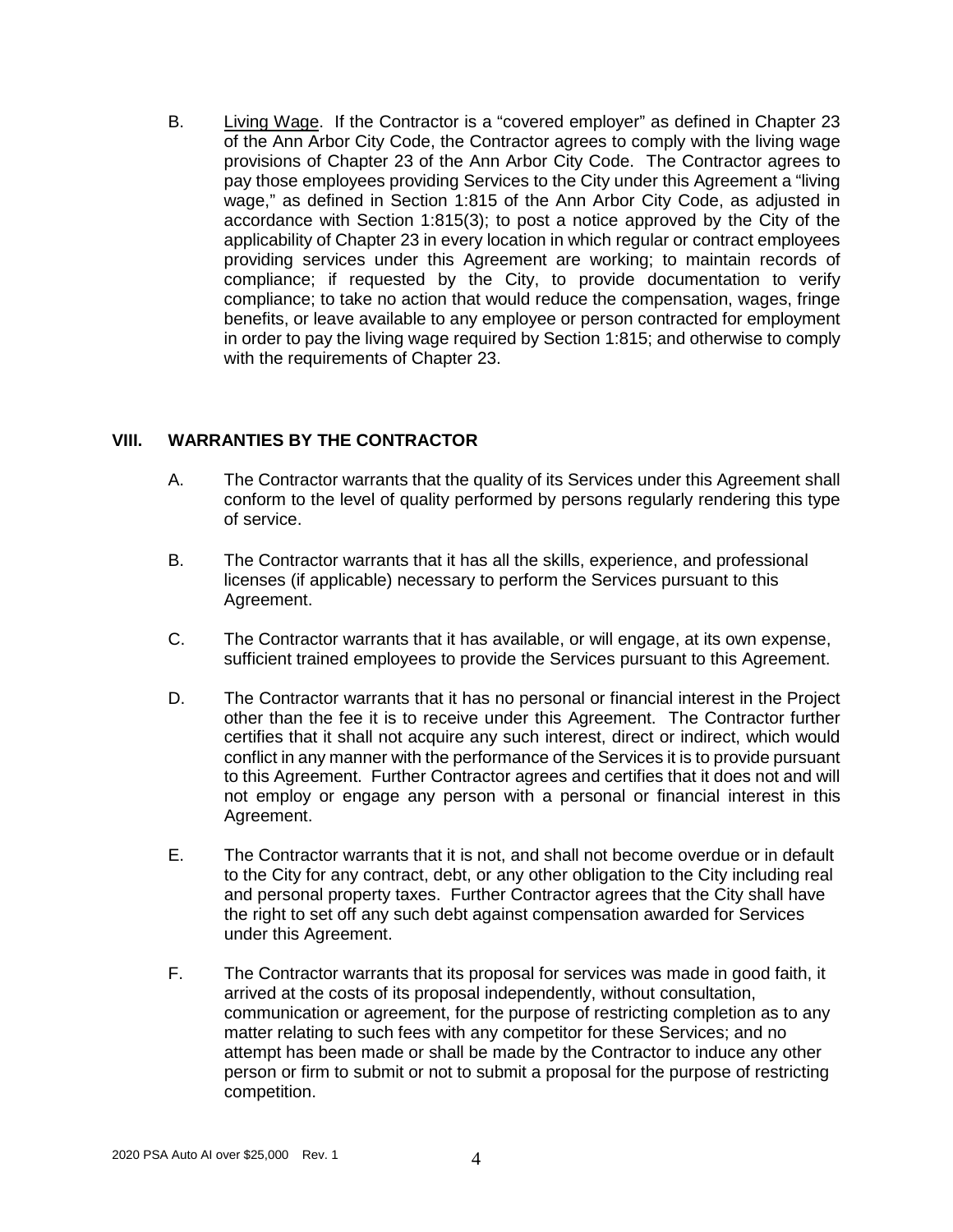B. Living Wage. If the Contractor is a "covered employer" as defined in Chapter 23 of the Ann Arbor City Code, the Contractor agrees to comply with the living wage provisions of Chapter 23 of the Ann Arbor City Code. The Contractor agrees to pay those employees providing Services to the City under this Agreement a "living wage," as defined in Section 1:815 of the Ann Arbor City Code, as adjusted in accordance with Section 1:815(3); to post a notice approved by the City of the applicability of Chapter 23 in every location in which regular or contract employees providing services under this Agreement are working; to maintain records of compliance; if requested by the City, to provide documentation to verify compliance; to take no action that would reduce the compensation, wages, fringe benefits, or leave available to any employee or person contracted for employment in order to pay the living wage required by Section 1:815; and otherwise to comply with the requirements of Chapter 23.

## VIII. WARRANTIES BY THE CONTRACTOR

A. The Contractor warrants that the quality of its Services under this Agreement shall conform to the level of quality performed by persons regularly rendering this type of service.

B. The Contractor warrants that it has all the skills, experience, and professional licenses (if applicable) necessary to perform the Services pursuant to this Agreement.

C. The Contractor warrants that it has available, or will engage, at its own expense, sufficient trained employees to provide the Services pursuant to this Agreement.

D. The Contractor warrants that it has no personal or financial interest in the Project other than the fee it is to receive under this Agreement. The Contractor further certifies that it shall not acquire any such interest, direct or indirect, which would conflict in any manner with the performance of the Services it is to provide pursuant to this Agreement. Further Contractor agrees and certifies that it does not and will not employ or engage any person with a personal or financial interest in this Agreement.

E. The Contractor warrants that it is not, and shall not become overdue or in default to the City for any contract, debt, or any other obligation to the City including real and personal property taxes. Further Contractor agrees that the City shall have the right to set off any such debt against compensation awarded for Services under this Agreement.

F. The Contractor warrants that its proposal for services was made in good faith, it arrived at the costs of its proposal independently, without consultation, communication or agreement, for the purpose of restricting completion as to any matter relating to such fees with any competitor for these Services; and no attempt has been made or shall be made by the Contractor to induce any other person or firm to submit or not to submit a proposal for the purpose of restricting competition.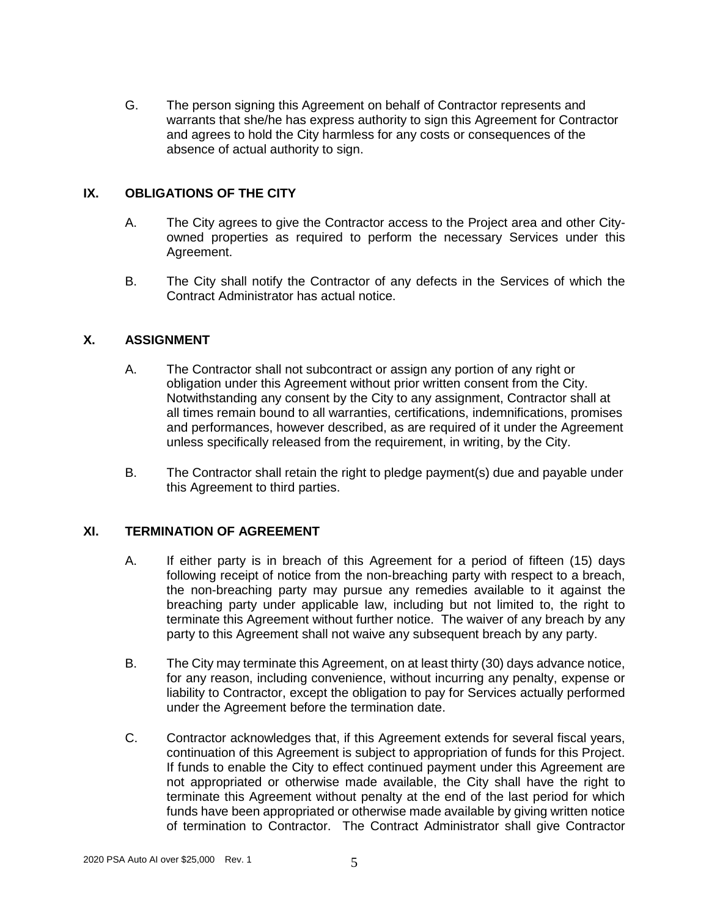G. The person signing this Agreement on behalf of Contractor represents and warrants that she/he has express authority to sign this Agreement for Contractor and agrees to hold the City harmless for any costs or consequences of the absence of actual authority to sign.

## IX. OBLIGATIONS OF THE CITY

A. The City agrees to give the Contractor access to the Project area and other City-owned properties as required to perform the necessary Services under this Agreement.

B. The City shall notify the Contractor of any defects in the Services of which the Contract Administrator has actual notice.

## X. ASSIGNMENT

A. The Contractor shall not subcontract or assign any portion of any right or obligation under this Agreement without prior written consent from the City. Notwithstanding any consent by the City to any assignment, Contractor shall at all times remain bound to all warranties, certifications, indemnifications, promises and performances, however described, as are required of it under the Agreement unless specifically released from the requirement, in writing, by the City.

B. The Contractor shall retain the right to pledge payment(s) due and payable under this Agreement to third parties.

## XI. TERMINATION OF AGREEMENT

A. If either party is in breach of this Agreement for a period of fifteen (15) days following receipt of notice from the non-breaching party with respect to a breach, the non-breaching party may pursue any remedies available to it against the breaching party under applicable law, including but not limited to, the right to terminate this Agreement without further notice. The waiver of any breach by any party to this Agreement shall not waive any subsequent breach by any party.

B. The City may terminate this Agreement, on at least thirty (30) days advance notice, for any reason, including convenience, without incurring any penalty, expense or liability to Contractor, except the obligation to pay for Services actually performed under the Agreement before the termination date.

C. Contractor acknowledges that, if this Agreement extends for several fiscal years, continuation of this Agreement is subject to appropriation of funds for this Project. If funds to enable the City to effect continued payment under this Agreement are not appropriated or otherwise made available, the City shall have the right to terminate this Agreement without penalty at the end of the last period for which funds have been appropriated or otherwise made available by giving written notice of termination to Contractor. The Contract Administrator shall give Contractor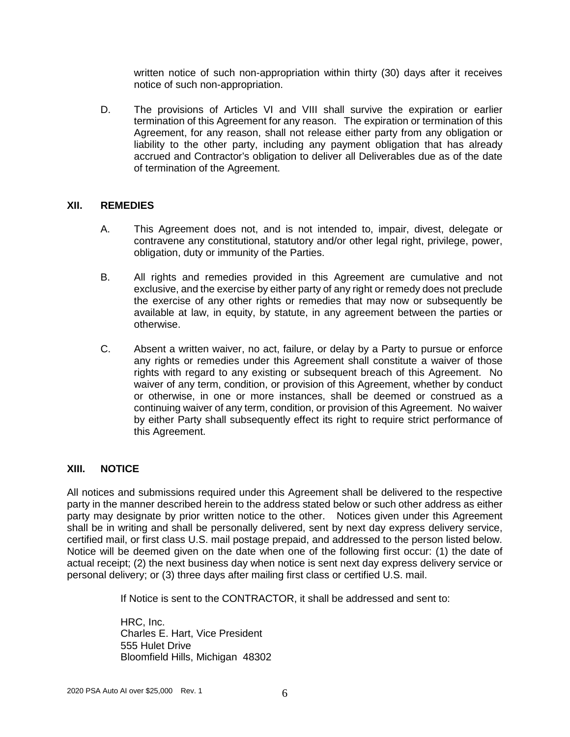written notice of such non-appropriation within thirty (30) days after it receives notice of such non-appropriation.

D. The provisions of Articles VI and VIII shall survive the expiration or earlier termination of this Agreement for any reason. The expiration or termination of this Agreement, for any reason, shall not release either party from any obligation or liability to the other party, including any payment obligation that has already accrued and Contractor's obligation to deliver all Deliverables due as of the date of termination of the Agreement.

## XII. REMEDIES

A. This Agreement does not, and is not intended to, impair, divest, delegate or contravene any constitutional, statutory and/or other legal right, privilege, power, obligation, duty or immunity of the Parties.

B. All rights and remedies provided in this Agreement are cumulative and not exclusive, and the exercise by either party of any right or remedy does not preclude the exercise of any other rights or remedies that may now or subsequently be available at law, in equity, by statute, in any agreement between the parties or otherwise.

C. Absent a written waiver, no act, failure, or delay by a Party to pursue or enforce any rights or remedies under this Agreement shall constitute a waiver of those rights with regard to any existing or subsequent breach of this Agreement. No waiver of any term, condition, or provision of this Agreement, whether by conduct or otherwise, in one or more instances, shall be deemed or construed as a continuing waiver of any term, condition, or provision of this Agreement. No waiver by either Party shall subsequently effect its right to require strict performance of this Agreement.

## XIII. NOTICE

All notices and submissions required under this Agreement shall be delivered to the respective party in the manner described herein to the address stated below or such other address as either party may designate by prior written notice to the other. Notices given under this Agreement shall be in writing and shall be personally delivered, sent by next day express delivery service, certified mail, or first class U.S. mail postage prepaid, and addressed to the person listed below. Notice will be deemed given on the date when one of the following first occur: (1) the date of actual receipt; (2) the next business day when notice is sent next day express delivery service or personal delivery; or (3) three days after mailing first class or certified U.S. mail.

If Notice is sent to the CONTRACTOR, it shall be addressed and sent to:

HRC, Inc.  
Charles E. Hart, Vice President  
555 Hulet Drive  
Bloomfield Hills, Michigan 48302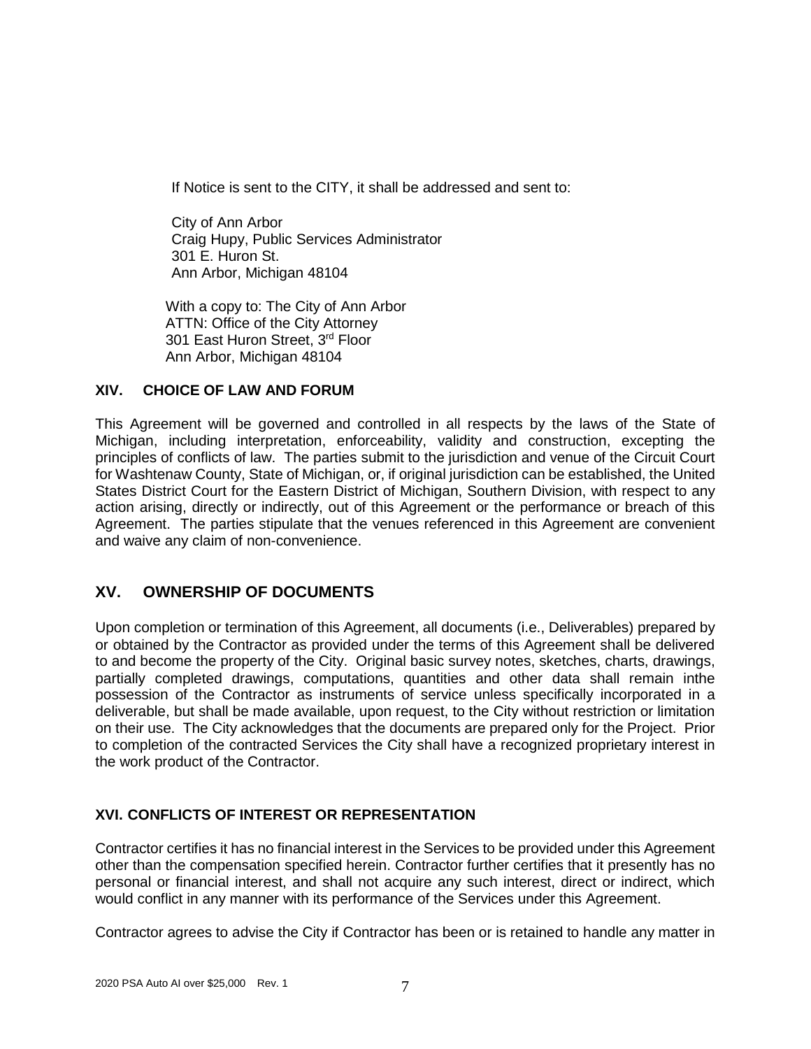If Notice is sent to the CITY, it shall be addressed and sent to:

City of Ann Arbor
Craig Hupy, Public Services Administrator
301 E. Huron St.
Ann Arbor, Michigan 48104

With a copy to: The City of Ann Arbor
ATTN: Office of the City Attorney
301 East Huron Street, 3rd Floor
Ann Arbor, Michigan 48104

## XIV. CHOICE OF LAW AND FORUM

This Agreement will be governed and controlled in all respects by the laws of the State of Michigan, including interpretation, enforceability, validity and construction, excepting the principles of conflicts of law. The parties submit to the jurisdiction and venue of the Circuit Court for Washtenaw County, State of Michigan, or, if original jurisdiction can be established, the United States District Court for the Eastern District of Michigan, Southern Division, with respect to any action arising, directly or indirectly, out of this Agreement or the performance or breach of this Agreement. The parties stipulate that the venues referenced in this Agreement are convenient and waive any claim of non-convenience.

## XV. OWNERSHIP OF DOCUMENTS

Upon completion or termination of this Agreement, all documents (i.e., Deliverables) prepared by or obtained by the Contractor as provided under the terms of this Agreement shall be delivered to and become the property of the City. Original basic survey notes, sketches, charts, drawings, partially completed drawings, computations, quantities and other data shall remain inthe possession of the Contractor as instruments of service unless specifically incorporated in a deliverable, but shall be made available, upon request, to the City without restriction or limitation on their use. The City acknowledges that the documents are prepared only for the Project. Prior to completion of the contracted Services the City shall have a recognized proprietary interest in the work product of the Contractor.

## XVI. CONFLICTS OF INTEREST OR REPRESENTATION

Contractor certifies it has no financial interest in the Services to be provided under this Agreement other than the compensation specified herein. Contractor further certifies that it presently has no personal or financial interest, and shall not acquire any such interest, direct or indirect, which would conflict in any manner with its performance of the Services under this Agreement.

Contractor agrees to advise the City if Contractor has been or is retained to handle any matter in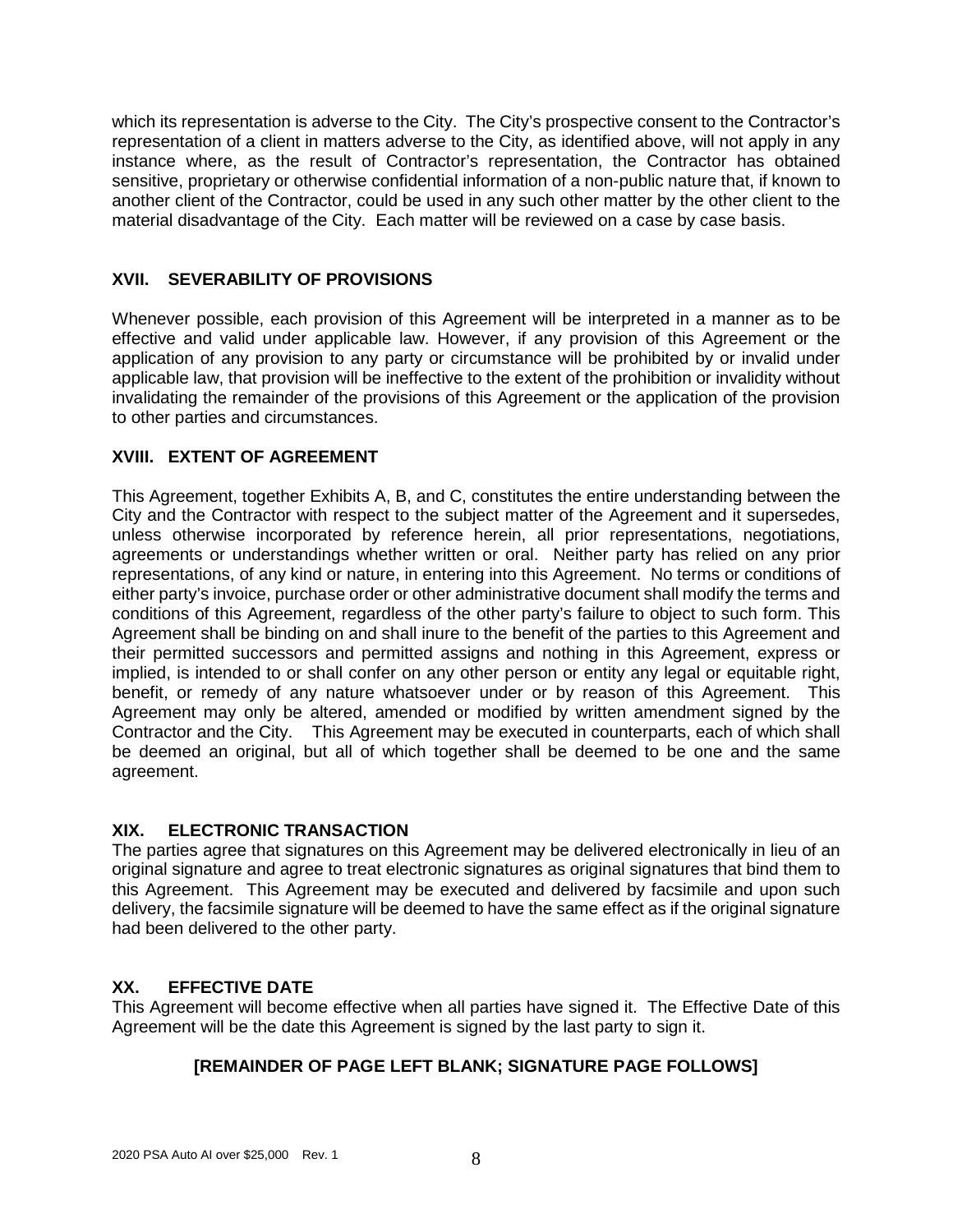which its representation is adverse to the City. The City's prospective consent to the Contractor's representation of a client in matters adverse to the City, as identified above, will not apply in any instance where, as the result of Contractor's representation, the Contractor has obtained sensitive, proprietary or otherwise confidential information of a non-public nature that, if known to another client of the Contractor, could be used in any such other matter by the other client to the material disadvantage of the City. Each matter will be reviewed on a case by case basis.

## XVII. SEVERABILITY OF PROVISIONS

Whenever possible, each provision of this Agreement will be interpreted in a manner as to be effective and valid under applicable law. However, if any provision of this Agreement or the application of any provision to any party or circumstance will be prohibited by or invalid under applicable law, that provision will be ineffective to the extent of the prohibition or invalidity without invalidating the remainder of the provisions of this Agreement or the application of the provision to other parties and circumstances.

## XVIII. EXTENT OF AGREEMENT

This Agreement, together Exhibits A, B, and C, constitutes the entire understanding between the City and the Contractor with respect to the subject matter of the Agreement and it supersedes, unless otherwise incorporated by reference herein, all prior representations, negotiations, agreements or understandings whether written or oral. Neither party has relied on any prior representations, of any kind or nature, in entering into this Agreement. No terms or conditions of either party's invoice, purchase order or other administrative document shall modify the terms and conditions of this Agreement, regardless of the other party's failure to object to such form. This Agreement shall be binding on and shall inure to the benefit of the parties to this Agreement and their permitted successors and permitted assigns and nothing in this Agreement, express or implied, is intended to or shall confer on any other person or entity any legal or equitable right, benefit, or remedy of any nature whatsoever under or by reason of this Agreement. This Agreement may only be altered, amended or modified by written amendment signed by the Contractor and the City. This Agreement may be executed in counterparts, each of which shall be deemed an original, but all of which together shall be deemed to be one and the same agreement.

## XIX. ELECTRONIC TRANSACTION

The parties agree that signatures on this Agreement may be delivered electronically in lieu of an original signature and agree to treat electronic signatures as original signatures that bind them to this Agreement. This Agreement may be executed and delivered by facsimile and upon such delivery, the facsimile signature will be deemed to have the same effect as if the original signature had been delivered to the other party.

## XX. EFFECTIVE DATE

This Agreement will become effective when all parties have signed it. The Effective Date of this Agreement will be the date this Agreement is signed by the last party to sign it.

**[REMAINDER OF PAGE LEFT BLANK; SIGNATURE PAGE FOLLOWS]**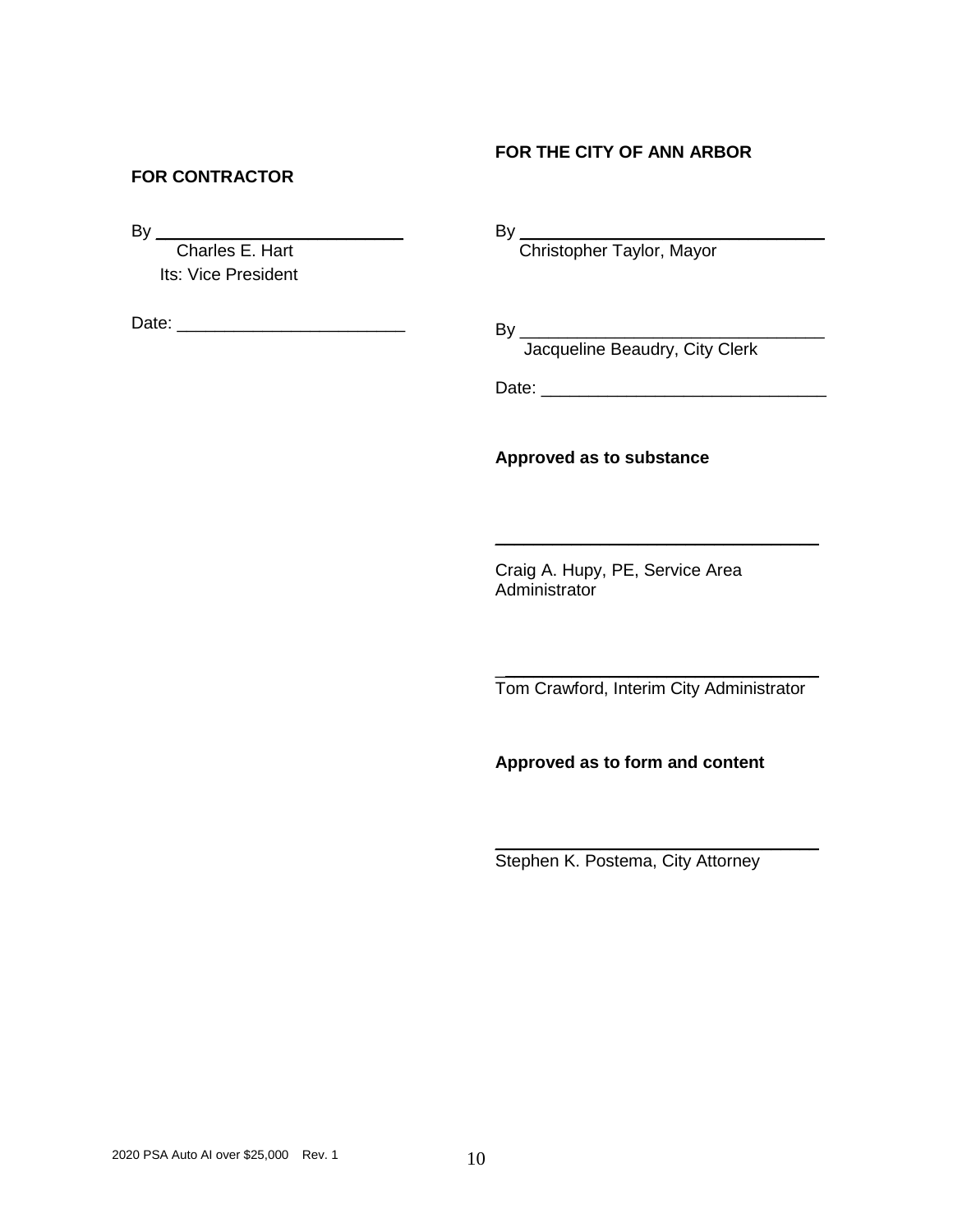**FOR CONTRACTOR**

By \_\_\_\_\_\_\_\_\_\_\_\_\_\_\_\_\_\_\_\_\_\_\_\_\_\_\_
Charles E. Hart
Its: Vice President

Date: \_\_\_\_\_\_\_\_\_\_\_\_\_\_\_\_\_\_\_\_\_\_\_\_

**FOR THE CITY OF ANN ARBOR**

By \_\_\_\_\_\_\_\_\_\_\_\_\_\_\_\_\_\_\_\_\_\_\_\_\_\_\_\_\_\_\_\_\_
Christopher Taylor, Mayor

By \_\_\_\_\_\_\_\_\_\_\_\_\_\_\_\_\_\_\_\_\_\_\_\_\_\_\_\_\_\_\_\_\_
Jacqueline Beaudry, City Clerk

Date: \_\_\_\_\_\_\_\_\_\_\_\_\_\_\_\_\_\_\_\_\_\_\_\_\_\_\_\_\_\_

**Approved as to substance**

\_\_\_\_\_\_\_\_\_\_\_\_\_\_\_\_\_\_\_\_\_\_\_\_\_\_\_\_\_\_\_\_\_\_\_
Craig A. Hupy, PE, Service Area Administrator

\_\_\_\_\_\_\_\_\_\_\_\_\_\_\_\_\_\_\_\_\_\_\_\_\_\_\_\_\_\_\_\_\_\_\_
Tom Crawford, Interim City Administrator

**Approved as to form and content**

\_\_\_\_\_\_\_\_\_\_\_\_\_\_\_\_\_\_\_\_\_\_\_\_\_\_\_\_\_\_\_\_\_\_\_
Stephen K. Postema, City Attorney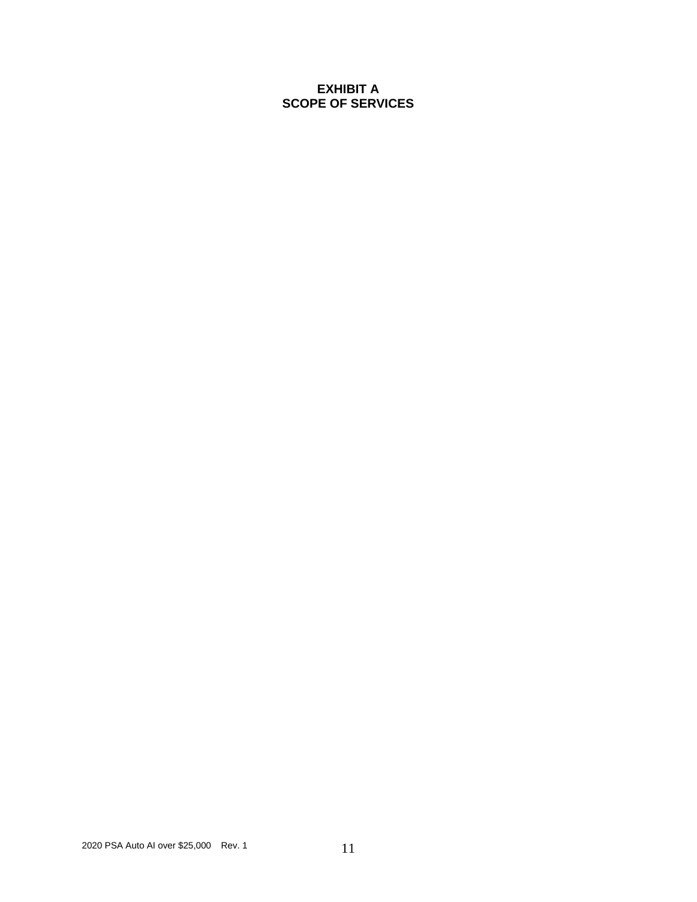# EXHIBIT A
# SCOPE OF SERVICES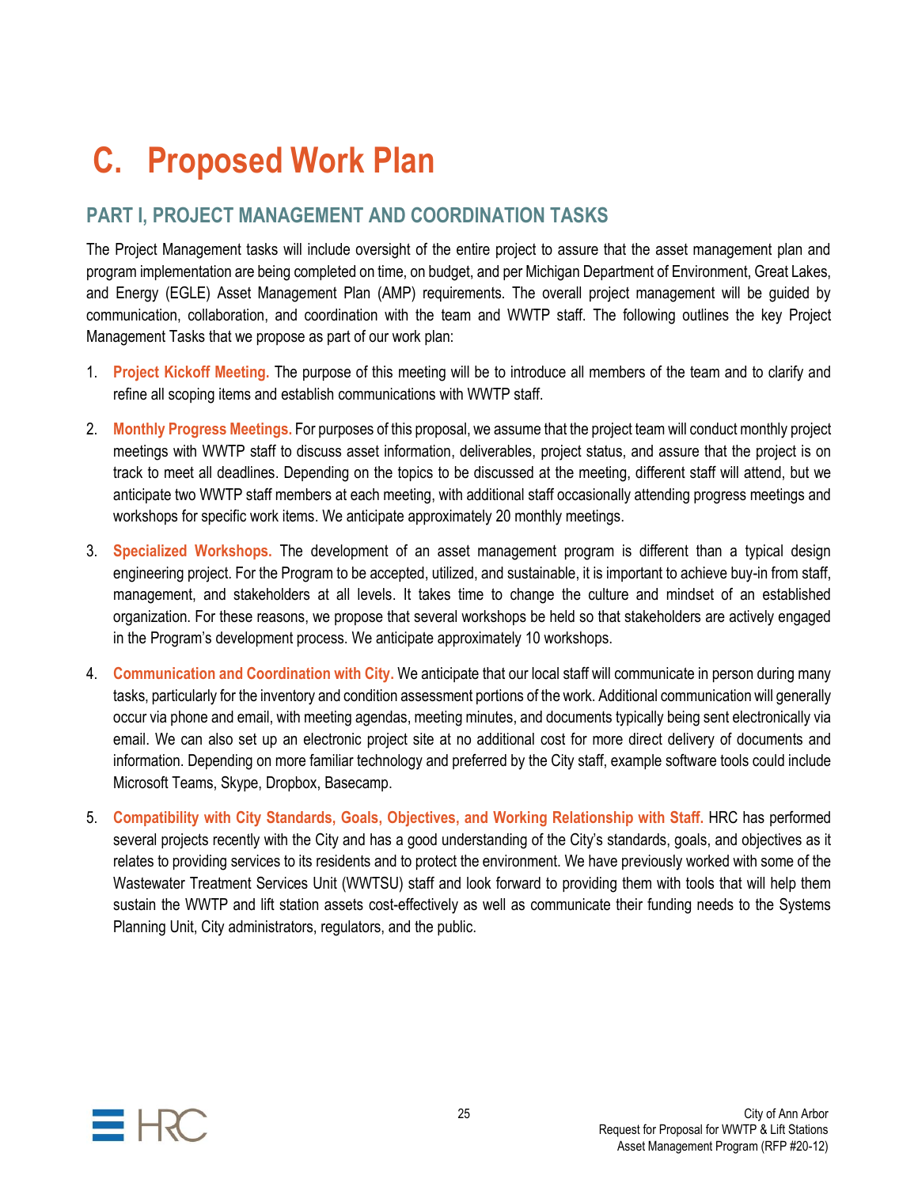# C. Proposed Work Plan

## PART I, PROJECT MANAGEMENT AND COORDINATION TASKS

The Project Management tasks will include oversight of the entire project to assure that the asset management plan and program implementation are being completed on time, on budget, and per Michigan Department of Environment, Great Lakes, and Energy (EGLE) Asset Management Plan (AMP) requirements. The overall project management will be guided by communication, collaboration, and coordination with the team and WWTP staff. The following outlines the key Project Management Tasks that we propose as part of our work plan:

1. **Project Kickoff Meeting.** The purpose of this meeting will be to introduce all members of the team and to clarify and refine all scoping items and establish communications with WWTP staff.

2. **Monthly Progress Meetings.** For purposes of this proposal, we assume that the project team will conduct monthly project meetings with WWTP staff to discuss asset information, deliverables, project status, and assure that the project is on track to meet all deadlines. Depending on the topics to be discussed at the meeting, different staff will attend, but we anticipate two WWTP staff members at each meeting, with additional staff occasionally attending progress meetings and workshops for specific work items. We anticipate approximately 20 monthly meetings.

3. **Specialized Workshops.** The development of an asset management program is different than a typical design engineering project. For the Program to be accepted, utilized, and sustainable, it is important to achieve buy-in from staff, management, and stakeholders at all levels. It takes time to change the culture and mindset of an established organization. For these reasons, we propose that several workshops be held so that stakeholders are actively engaged in the Program's development process. We anticipate approximately 10 workshops.

4. **Communication and Coordination with City.** We anticipate that our local staff will communicate in person during many tasks, particularly for the inventory and condition assessment portions of the work. Additional communication will generally occur via phone and email, with meeting agendas, meeting minutes, and documents typically being sent electronically via email. We can also set up an electronic project site at no additional cost for more direct delivery of documents and information. Depending on more familiar technology and preferred by the City staff, example software tools could include Microsoft Teams, Skype, Dropbox, Basecamp.

5. **Compatibility with City Standards, Goals, Objectives, and Working Relationship with Staff.** HRC has performed several projects recently with the City and has a good understanding of the City's standards, goals, and objectives as it relates to providing services to its residents and to protect the environment. We have previously worked with some of the Wastewater Treatment Services Unit (WWTSU) staff and look forward to providing them with tools that will help them sustain the WWTP and lift station assets cost-effectively as well as communicate their funding needs to the Systems Planning Unit, City administrators, regulators, and the public.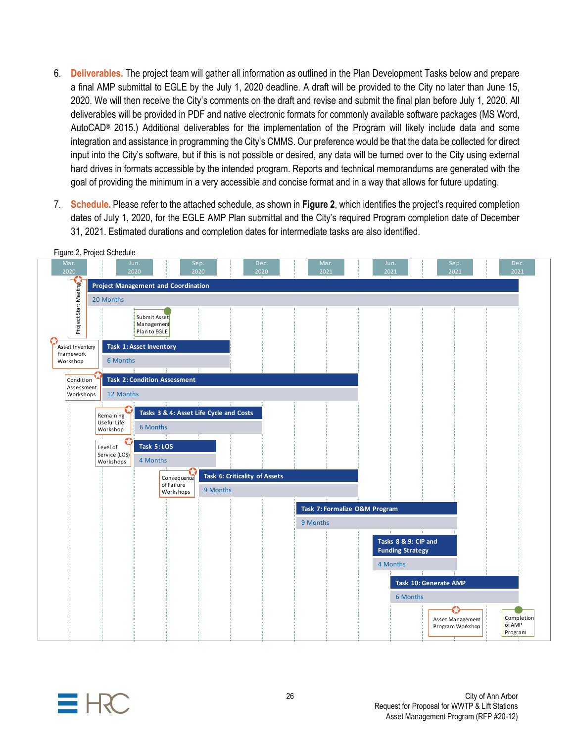6. **Deliverables.** The project team will gather all information as outlined in the Plan Development Tasks below and prepare a final AMP submittal to EGLE by the July 1, 2020 deadline. A draft will be provided to the City no later than June 15, 2020. We will then receive the City's comments on the draft and revise and submit the final plan before July 1, 2020. All deliverables will be provided in PDF and native electronic formats for commonly available software packages (MS Word, AutoCAD® 2015.) Additional deliverables for the implementation of the Program will likely include data and some integration and assistance in programming the City's CMMS. Our preference would be that the data be collected for direct input into the City's software, but if this is not possible or desired, any data will be turned over to the City using external hard drives in formats accessible by the intended program. Reports and technical memorandums are generated with the goal of providing the minimum in a very accessible and concise format and in a way that allows for future updating.

7. **Schedule.** Please refer to the attached schedule, as shown in **Figure 2**, which identifies the project's required completion dates of July 1, 2020, for the EGLE AMP Plan submittal and the City's required Program completion date of December 31, 2021. Estimated durations and completion dates for intermediate tasks are also identified.

Figure 2. Project Schedule

| Task | Duration | Milestone / Workshop |
|---|---|---|
| Project Management and Coordination | 20 Months | Project Start Meeting; Submit Asset Management Plan to EGLE |
| Task 1: Asset Inventory | 6 Months | Asset Inventory Framework Workshop |
| Task 2: Condition Assessment | 12 Months | Condition Assessment Workshops |
| Tasks 3 & 4: Asset Life Cycle and Costs | 6 Months | Remaining Useful Life Workshop |
| Task 5: LOS | 4 Months | Level of Service (LOS) Workshops |
| Task 6: Criticality of Assets | 9 Months | Consequence of Failure Workshops |
| Task 7: Formalize O&M Program | 9 Months | |
| Tasks 8 & 9: CIP and Funding Strategy | 4 Months | |
| Task 10: Generate AMP | 6 Months | Asset Management Program Workshop; Completion of AMP Program |

Timeline: Mar. 2020, Jun. 2020, Sep. 2020, Dec. 2020, Mar. 2021, Jun. 2021, Sep. 2021, Dec. 2021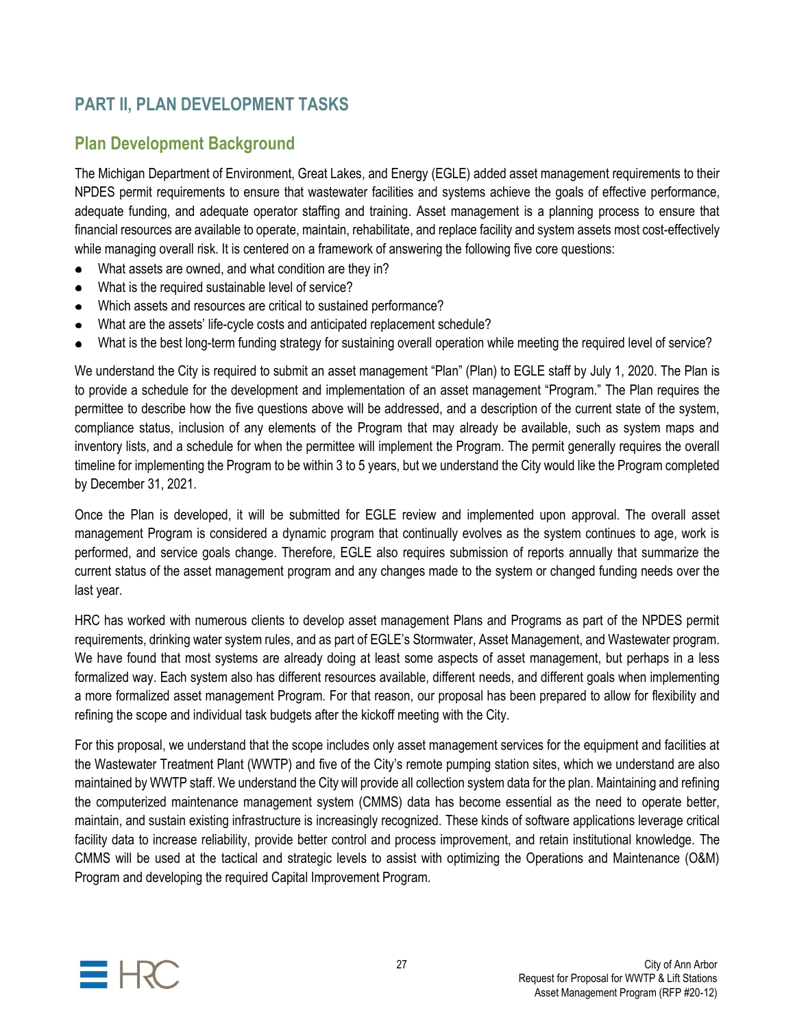# PART II, PLAN DEVELOPMENT TASKS

## Plan Development Background

The Michigan Department of Environment, Great Lakes, and Energy (EGLE) added asset management requirements to their NPDES permit requirements to ensure that wastewater facilities and systems achieve the goals of effective performance, adequate funding, and adequate operator staffing and training. Asset management is a planning process to ensure that financial resources are available to operate, maintain, rehabilitate, and replace facility and system assets most cost-effectively while managing overall risk. It is centered on a framework of answering the following five core questions:

- What assets are owned, and what condition are they in?
- What is the required sustainable level of service?
- Which assets and resources are critical to sustained performance?
- What are the assets' life-cycle costs and anticipated replacement schedule?
- What is the best long-term funding strategy for sustaining overall operation while meeting the required level of service?

We understand the City is required to submit an asset management "Plan" (Plan) to EGLE staff by July 1, 2020. The Plan is to provide a schedule for the development and implementation of an asset management "Program." The Plan requires the permittee to describe how the five questions above will be addressed, and a description of the current state of the system, compliance status, inclusion of any elements of the Program that may already be available, such as system maps and inventory lists, and a schedule for when the permittee will implement the Program. The permit generally requires the overall timeline for implementing the Program to be within 3 to 5 years, but we understand the City would like the Program completed by December 31, 2021.

Once the Plan is developed, it will be submitted for EGLE review and implemented upon approval. The overall asset management Program is considered a dynamic program that continually evolves as the system continues to age, work is performed, and service goals change. Therefore, EGLE also requires submission of reports annually that summarize the current status of the asset management program and any changes made to the system or changed funding needs over the last year.

HRC has worked with numerous clients to develop asset management Plans and Programs as part of the NPDES permit requirements, drinking water system rules, and as part of EGLE's Stormwater, Asset Management, and Wastewater program. We have found that most systems are already doing at least some aspects of asset management, but perhaps in a less formalized way. Each system also has different resources available, different needs, and different goals when implementing a more formalized asset management Program. For that reason, our proposal has been prepared to allow for flexibility and refining the scope and individual task budgets after the kickoff meeting with the City.

For this proposal, we understand that the scope includes only asset management services for the equipment and facilities at the Wastewater Treatment Plant (WWTP) and five of the City's remote pumping station sites, which we understand are also maintained by WWTP staff. We understand the City will provide all collection system data for the plan. Maintaining and refining the computerized maintenance management system (CMMS) data has become essential as the need to operate better, maintain, and sustain existing infrastructure is increasingly recognized. These kinds of software applications leverage critical facility data to increase reliability, provide better control and process improvement, and retain institutional knowledge. The CMMS will be used at the tactical and strategic levels to assist with optimizing the Operations and Maintenance (O&M) Program and developing the required Capital Improvement Program.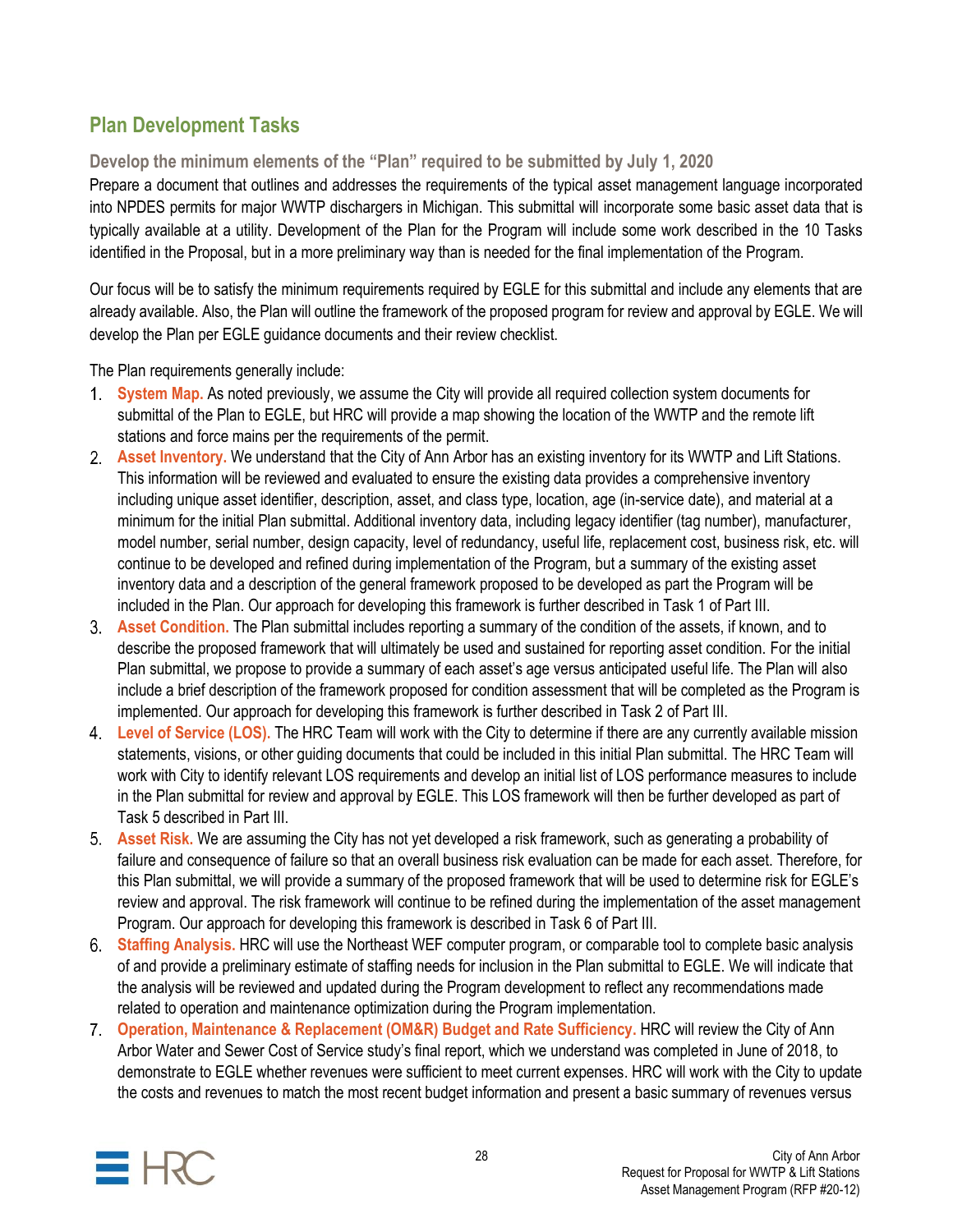## Plan Development Tasks

### Develop the minimum elements of the "Plan" required to be submitted by July 1, 2020

Prepare a document that outlines and addresses the requirements of the typical asset management language incorporated into NPDES permits for major WWTP dischargers in Michigan. This submittal will incorporate some basic asset data that is typically available at a utility. Development of the Plan for the Program will include some work described in the 10 Tasks identified in the Proposal, but in a more preliminary way than is needed for the final implementation of the Program.

Our focus will be to satisfy the minimum requirements required by EGLE for this submittal and include any elements that are already available. Also, the Plan will outline the framework of the proposed program for review and approval by EGLE. We will develop the Plan per EGLE guidance documents and their review checklist.

The Plan requirements generally include:

1. **System Map.** As noted previously, we assume the City will provide all required collection system documents for submittal of the Plan to EGLE, but HRC will provide a map showing the location of the WWTP and the remote lift stations and force mains per the requirements of the permit.
2. **Asset Inventory.** We understand that the City of Ann Arbor has an existing inventory for its WWTP and Lift Stations. This information will be reviewed and evaluated to ensure the existing data provides a comprehensive inventory including unique asset identifier, description, asset, and class type, location, age (in-service date), and material at a minimum for the initial Plan submittal. Additional inventory data, including legacy identifier (tag number), manufacturer, model number, serial number, design capacity, level of redundancy, useful life, replacement cost, business risk, etc. will continue to be developed and refined during implementation of the Program, but a summary of the existing asset inventory data and a description of the general framework proposed to be developed as part the Program will be included in the Plan. Our approach for developing this framework is further described in Task 1 of Part III.
3. **Asset Condition.** The Plan submittal includes reporting a summary of the condition of the assets, if known, and to describe the proposed framework that will ultimately be used and sustained for reporting asset condition. For the initial Plan submittal, we propose to provide a summary of each asset's age versus anticipated useful life. The Plan will also include a brief description of the framework proposed for condition assessment that will be completed as the Program is implemented. Our approach for developing this framework is further described in Task 2 of Part III.
4. **Level of Service (LOS).** The HRC Team will work with the City to determine if there are any currently available mission statements, visions, or other guiding documents that could be included in this initial Plan submittal. The HRC Team will work with City to identify relevant LOS requirements and develop an initial list of LOS performance measures to include in the Plan submittal for review and approval by EGLE. This LOS framework will then be further developed as part of Task 5 described in Part III.
5. **Asset Risk.** We are assuming the City has not yet developed a risk framework, such as generating a probability of failure and consequence of failure so that an overall business risk evaluation can be made for each asset. Therefore, for this Plan submittal, we will provide a summary of the proposed framework that will be used to determine risk for EGLE's review and approval. The risk framework will continue to be refined during the implementation of the asset management Program. Our approach for developing this framework is described in Task 6 of Part III.
6. **Staffing Analysis.** HRC will use the Northeast WEF computer program, or comparable tool to complete basic analysis of and provide a preliminary estimate of staffing needs for inclusion in the Plan submittal to EGLE. We will indicate that the analysis will be reviewed and updated during the Program development to reflect any recommendations made related to operation and maintenance optimization during the Program implementation.
7. **Operation, Maintenance & Replacement (OM&R) Budget and Rate Sufficiency.** HRC will review the City of Ann Arbor Water and Sewer Cost of Service study's final report, which we understand was completed in June of 2018, to demonstrate to EGLE whether revenues were sufficient to meet current expenses. HRC will work with the City to update the costs and revenues to match the most recent budget information and present a basic summary of revenues versus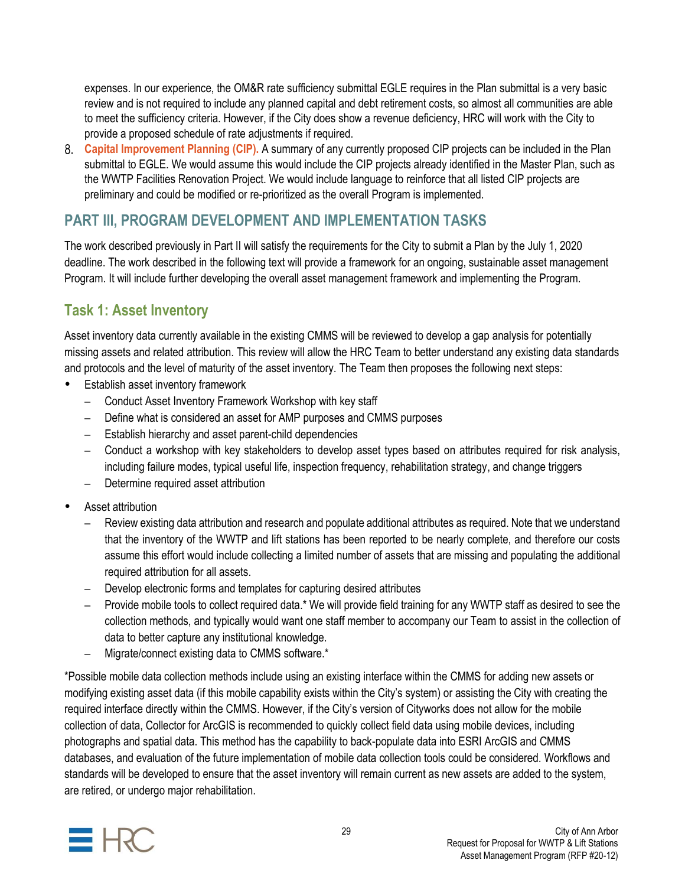expenses. In our experience, the OM&R rate sufficiency submittal EGLE requires in the Plan submittal is a very basic review and is not required to include any planned capital and debt retirement costs, so almost all communities are able to meet the sufficiency criteria. However, if the City does show a revenue deficiency, HRC will work with the City to provide a proposed schedule of rate adjustments if required.

8. **Capital Improvement Planning (CIP).** A summary of any currently proposed CIP projects can be included in the Plan submittal to EGLE. We would assume this would include the CIP projects already identified in the Master Plan, such as the WWTP Facilities Renovation Project. We would include language to reinforce that all listed CIP projects are preliminary and could be modified or re-prioritized as the overall Program is implemented.

## PART III, PROGRAM DEVELOPMENT AND IMPLEMENTATION TASKS

The work described previously in Part II will satisfy the requirements for the City to submit a Plan by the July 1, 2020 deadline. The work described in the following text will provide a framework for an ongoing, sustainable asset management Program. It will include further developing the overall asset management framework and implementing the Program.

### Task 1: Asset Inventory

Asset inventory data currently available in the existing CMMS will be reviewed to develop a gap analysis for potentially missing assets and related attribution. This review will allow the HRC Team to better understand any existing data standards and protocols and the level of maturity of the asset inventory. The Team then proposes the following next steps:

- Establish asset inventory framework
  - Conduct Asset Inventory Framework Workshop with key staff
  - Define what is considered an asset for AMP purposes and CMMS purposes
  - Establish hierarchy and asset parent-child dependencies
  - Conduct a workshop with key stakeholders to develop asset types based on attributes required for risk analysis, including failure modes, typical useful life, inspection frequency, rehabilitation strategy, and change triggers
  - Determine required asset attribution
- Asset attribution
  - Review existing data attribution and research and populate additional attributes as required. Note that we understand that the inventory of the WWTP and lift stations has been reported to be nearly complete, and therefore our costs assume this effort would include collecting a limited number of assets that are missing and populating the additional required attribution for all assets.
  - Develop electronic forms and templates for capturing desired attributes
  - Provide mobile tools to collect required data.* We will provide field training for any WWTP staff as desired to see the collection methods, and typically would want one staff member to accompany our Team to assist in the collection of data to better capture any institutional knowledge.
  - Migrate/connect existing data to CMMS software.*

*Possible mobile data collection methods include using an existing interface within the CMMS for adding new assets or modifying existing asset data (if this mobile capability exists within the City's system) or assisting the City with creating the required interface directly within the CMMS. However, if the City's version of Cityworks does not allow for the mobile collection of data, Collector for ArcGIS is recommended to quickly collect field data using mobile devices, including photographs and spatial data. This method has the capability to back-populate data into ESRI ArcGIS and CMMS databases, and evaluation of the future implementation of mobile data collection tools could be considered. Workflows and standards will be developed to ensure that the asset inventory will remain current as new assets are added to the system, are retired, or undergo major rehabilitation.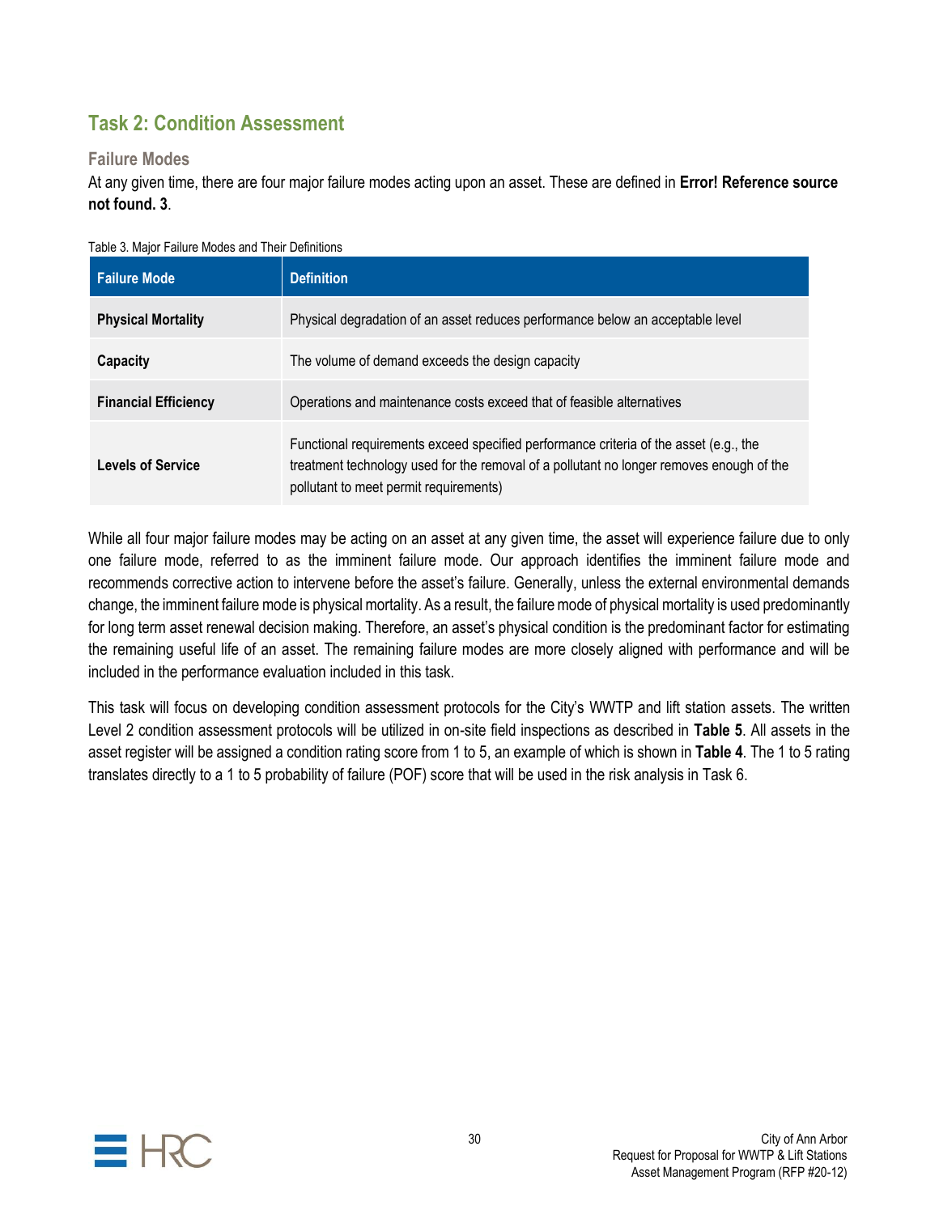## Task 2: Condition Assessment

### Failure Modes

At any given time, there are four major failure modes acting upon an asset. These are defined in **Error! Reference source not found. 3**.

Table 3. Major Failure Modes and Their Definitions

| Failure Mode | Definition |
| --- | --- |
| **Physical Mortality** | Physical degradation of an asset reduces performance below an acceptable level |
| **Capacity** | The volume of demand exceeds the design capacity |
| **Financial Efficiency** | Operations and maintenance costs exceed that of feasible alternatives |
| **Levels of Service** | Functional requirements exceed specified performance criteria of the asset (e.g., the treatment technology used for the removal of a pollutant no longer removes enough of the pollutant to meet permit requirements) |

While all four major failure modes may be acting on an asset at any given time, the asset will experience failure due to only one failure mode, referred to as the imminent failure mode. Our approach identifies the imminent failure mode and recommends corrective action to intervene before the asset's failure. Generally, unless the external environmental demands change, the imminent failure mode is physical mortality. As a result, the failure mode of physical mortality is used predominantly for long term asset renewal decision making. Therefore, an asset's physical condition is the predominant factor for estimating the remaining useful life of an asset. The remaining failure modes are more closely aligned with performance and will be included in the performance evaluation included in this task.

This task will focus on developing condition assessment protocols for the City's WWTP and lift station assets. The written Level 2 condition assessment protocols will be utilized in on-site field inspections as described in **Table 5**. All assets in the asset register will be assigned a condition rating score from 1 to 5, an example of which is shown in **Table 4**. The 1 to 5 rating translates directly to a 1 to 5 probability of failure (POF) score that will be used in the risk analysis in Task 6.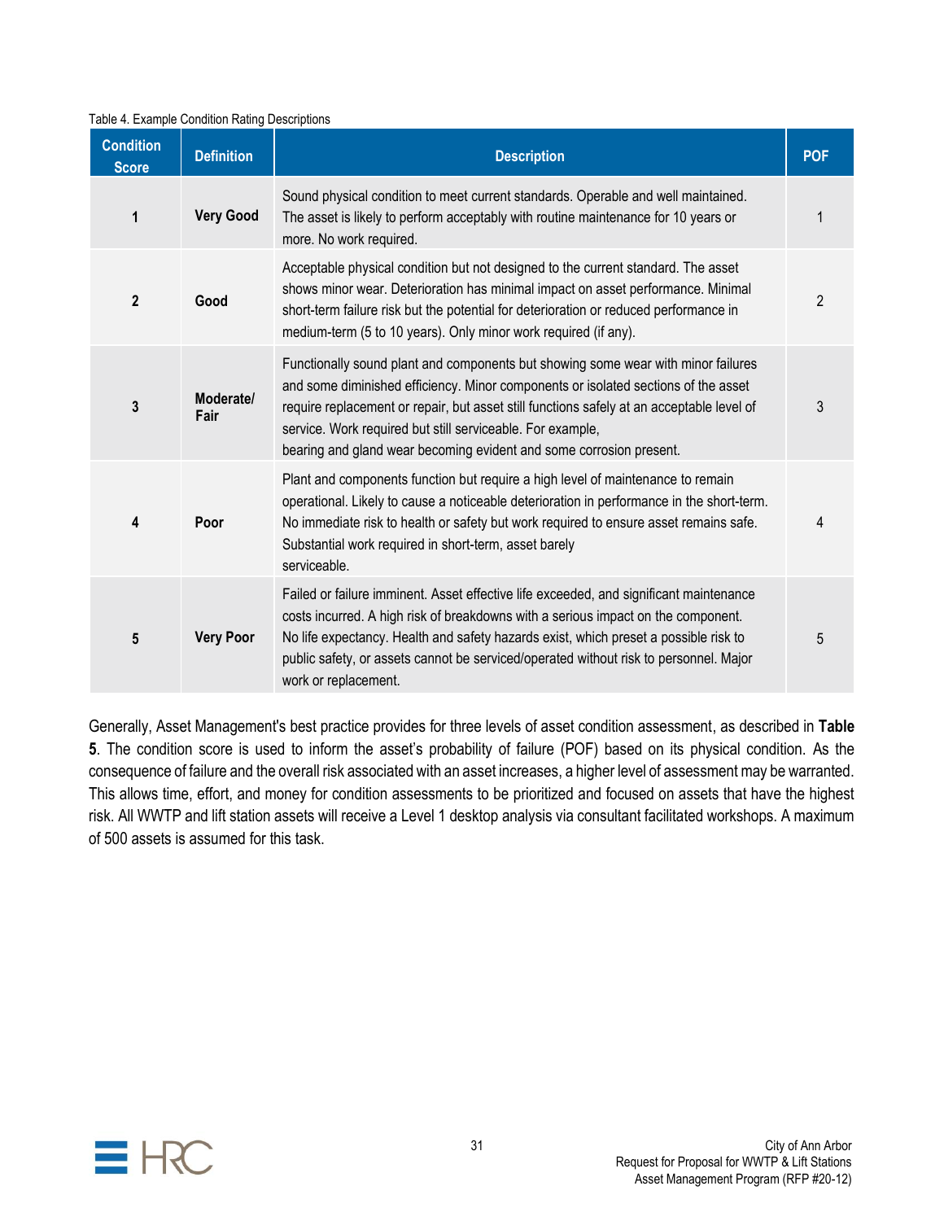Table 4. Example Condition Rating Descriptions

| Condition Score | Definition | Description | POF |
|---|---|---|---|
| 1 | **Very Good** | Sound physical condition to meet current standards. Operable and well maintained. The asset is likely to perform acceptably with routine maintenance for 10 years or more. No work required. | 1 |
| 2 | **Good** | Acceptable physical condition but not designed to the current standard. The asset shows minor wear. Deterioration has minimal impact on asset performance. Minimal short-term failure risk but the potential for deterioration or reduced performance in medium-term (5 to 10 years). Only minor work required (if any). | 2 |
| 3 | **Moderate/ Fair** | Functionally sound plant and components but showing some wear with minor failures and some diminished efficiency. Minor components or isolated sections of the asset require replacement or repair, but asset still functions safely at an acceptable level of service. Work required but still serviceable. For example, bearing and gland wear becoming evident and some corrosion present. | 3 |
| 4 | **Poor** | Plant and components function but require a high level of maintenance to remain operational. Likely to cause a noticeable deterioration in performance in the short-term. No immediate risk to health or safety but work required to ensure asset remains safe. Substantial work required in short-term, asset barely serviceable. | 4 |
| 5 | **Very Poor** | Failed or failure imminent. Asset effective life exceeded, and significant maintenance costs incurred. A high risk of breakdowns with a serious impact on the component. No life expectancy. Health and safety hazards exist, which preset a possible risk to public safety, or assets cannot be serviced/operated without risk to personnel. Major work or replacement. | 5 |

Generally, Asset Management's best practice provides for three levels of asset condition assessment, as described in **Table 5**. The condition score is used to inform the asset's probability of failure (POF) based on its physical condition. As the consequence of failure and the overall risk associated with an asset increases, a higher level of assessment may be warranted. This allows time, effort, and money for condition assessments to be prioritized and focused on assets that have the highest risk. All WWTP and lift station assets will receive a Level 1 desktop analysis via consultant facilitated workshops. A maximum of 500 assets is assumed for this task.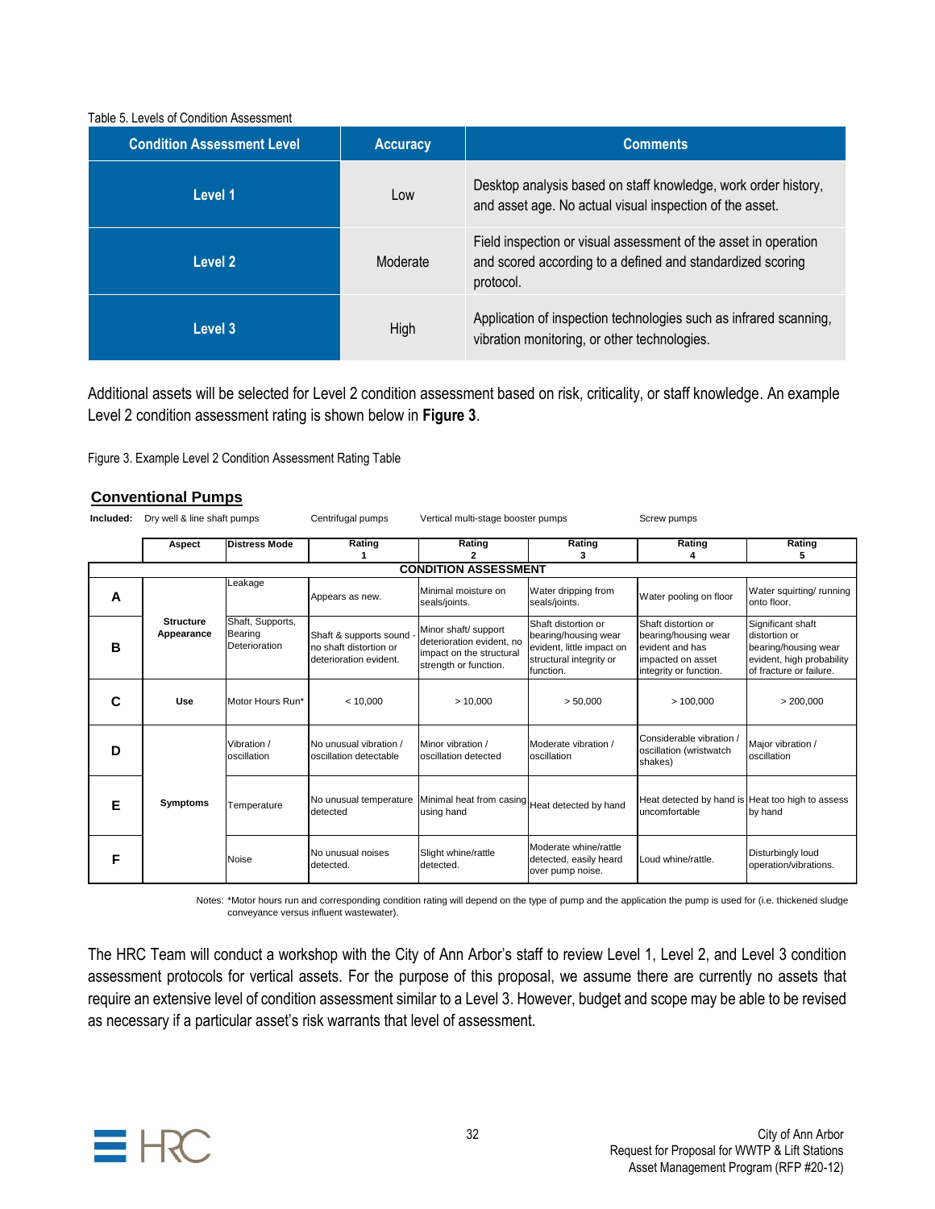Table 5. Levels of Condition Assessment

| Condition Assessment Level | Accuracy | Comments |
|---|---|---|
| Level 1 | Low | Desktop analysis based on staff knowledge, work order history, and asset age. No actual visual inspection of the asset. |
| Level 2 | Moderate | Field inspection or visual assessment of the asset in operation and scored according to a defined and standardized scoring protocol. |
| Level 3 | High | Application of inspection technologies such as infrared scanning, vibration monitoring, or other technologies. |

Additional assets will be selected for Level 2 condition assessment based on risk, criticality, or staff knowledge. An example Level 2 condition assessment rating is shown below in **Figure 3**.

Figure 3. Example Level 2 Condition Assessment Rating Table

## Conventional Pumps

**Included:** Dry well & line shaft pumps  Centrifugal pumps  Vertical multi-stage booster pumps  Screw pumps

| | Aspect | Distress Mode | Rating 1 | Rating 2 | Rating 3 | Rating 4 | Rating 5 |
|---|---|---|---|---|---|---|---|
| | | | | **CONDITION ASSESSMENT** | | | |
| **A** | **Structure Appearance** | Leakage | Appears as new. | Minimal moisture on seals/joints. | Water dripping from seals/joints. | Water pooling on floor | Water squirting/ running onto floor. |
| **B** | | Shaft, Supports, Bearing Deterioration | Shaft & supports sound - no shaft distortion or deterioration evident. | Minor shaft/ support deterioration evident, no impact on the structural strength or function. | Shaft distortion or bearing/housing wear evident, little impact on structural integrity or function. | Shaft distortion or bearing/housing wear evident and has impacted on asset integrity or function. | Significant shaft distortion or bearing/housing wear evident, high probability of fracture or failure. |
| **C** | **Use** | Motor Hours Run* | < 10,000 | > 10,000 | > 50,000 | > 100,000 | > 200,000 |
| **D** | **Symptoms** | Vibration / oscillation | No unusual vibration / oscillation detectable | Minor vibration / oscillation detected | Moderate vibration / oscillation | Considerable vibration / oscillation (wristwatch shakes) | Major vibration / oscillation |
| **E** | | Temperature | No unusual temperature detected | Minimal heat from casing using hand | Heat detected by hand | Heat detected by hand is uncomfortable | Heat too high to assess by hand |
| **F** | | Noise | No unusual noises detected. | Slight whine/rattle detected. | Moderate whine/rattle detected, easily heard over pump noise. | Loud whine/rattle. | Disturbingly loud operation/vibrations. |

Notes: *Motor hours run and corresponding condition rating will depend on the type of pump and the application the pump is used for (i.e. thickened sludge conveyance versus influent wastewater).

The HRC Team will conduct a workshop with the City of Ann Arbor's staff to review Level 1, Level 2, and Level 3 condition assessment protocols for vertical assets. For the purpose of this proposal, we assume there are currently no assets that require an extensive level of condition assessment similar to a Level 3. However, budget and scope may be able to be revised as necessary if a particular asset's risk warrants that level of assessment.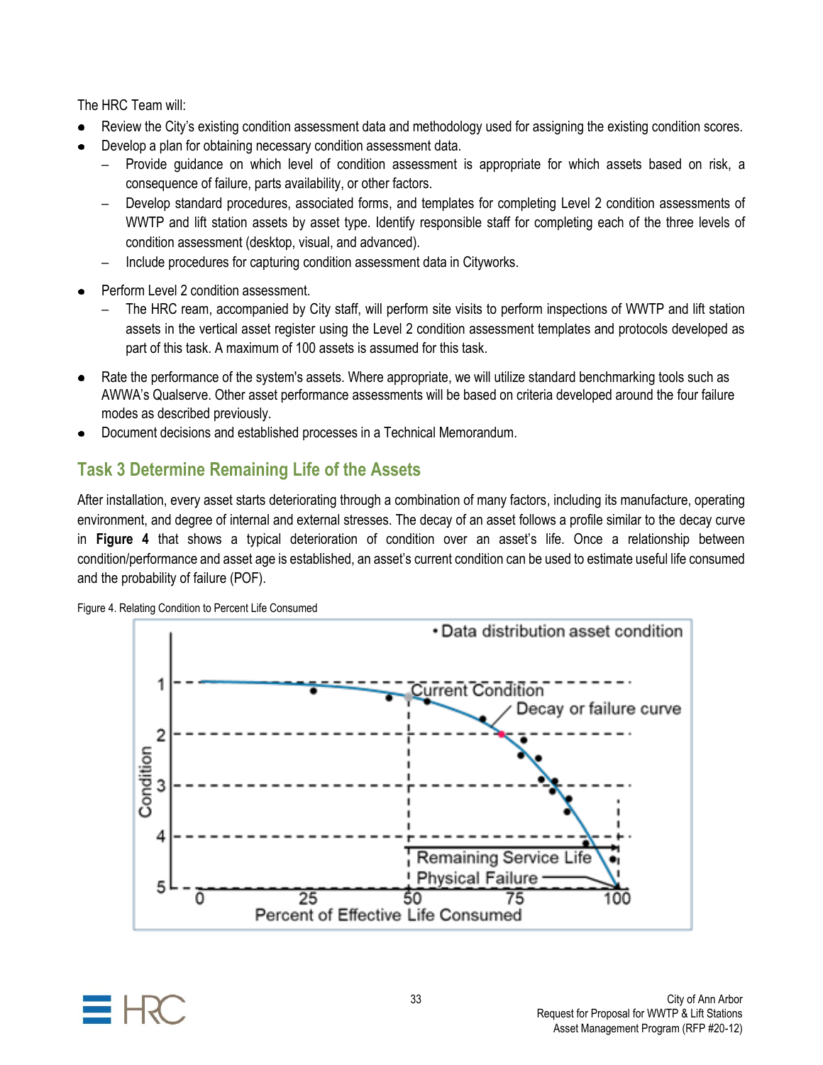The HRC Team will:

- Review the City's existing condition assessment data and methodology used for assigning the existing condition scores.
- Develop a plan for obtaining necessary condition assessment data.
  - Provide guidance on which level of condition assessment is appropriate for which assets based on risk, a consequence of failure, parts availability, or other factors.
  - Develop standard procedures, associated forms, and templates for completing Level 2 condition assessments of WWTP and lift station assets by asset type. Identify responsible staff for completing each of the three levels of condition assessment (desktop, visual, and advanced).
  - Include procedures for capturing condition assessment data in Cityworks.
- Perform Level 2 condition assessment.
  - The HRC ream, accompanied by City staff, will perform site visits to perform inspections of WWTP and lift station assets in the vertical asset register using the Level 2 condition assessment templates and protocols developed as part of this task. A maximum of 100 assets is assumed for this task.
- Rate the performance of the system's assets. Where appropriate, we will utilize standard benchmarking tools such as AWWA's Qualserve. Other asset performance assessments will be based on criteria developed around the four failure modes as described previously.
- Document decisions and established processes in a Technical Memorandum.

## Task 3 Determine Remaining Life of the Assets

After installation, every asset starts deteriorating through a combination of many factors, including its manufacture, operating environment, and degree of internal and external stresses. The decay of an asset follows a profile similar to the decay curve in **Figure 4** that shows a typical deterioration of condition over an asset's life. Once a relationship between condition/performance and asset age is established, an asset's current condition can be used to estimate useful life consumed and the probability of failure (POF).

Figure 4. Relating Condition to Percent Life Consumed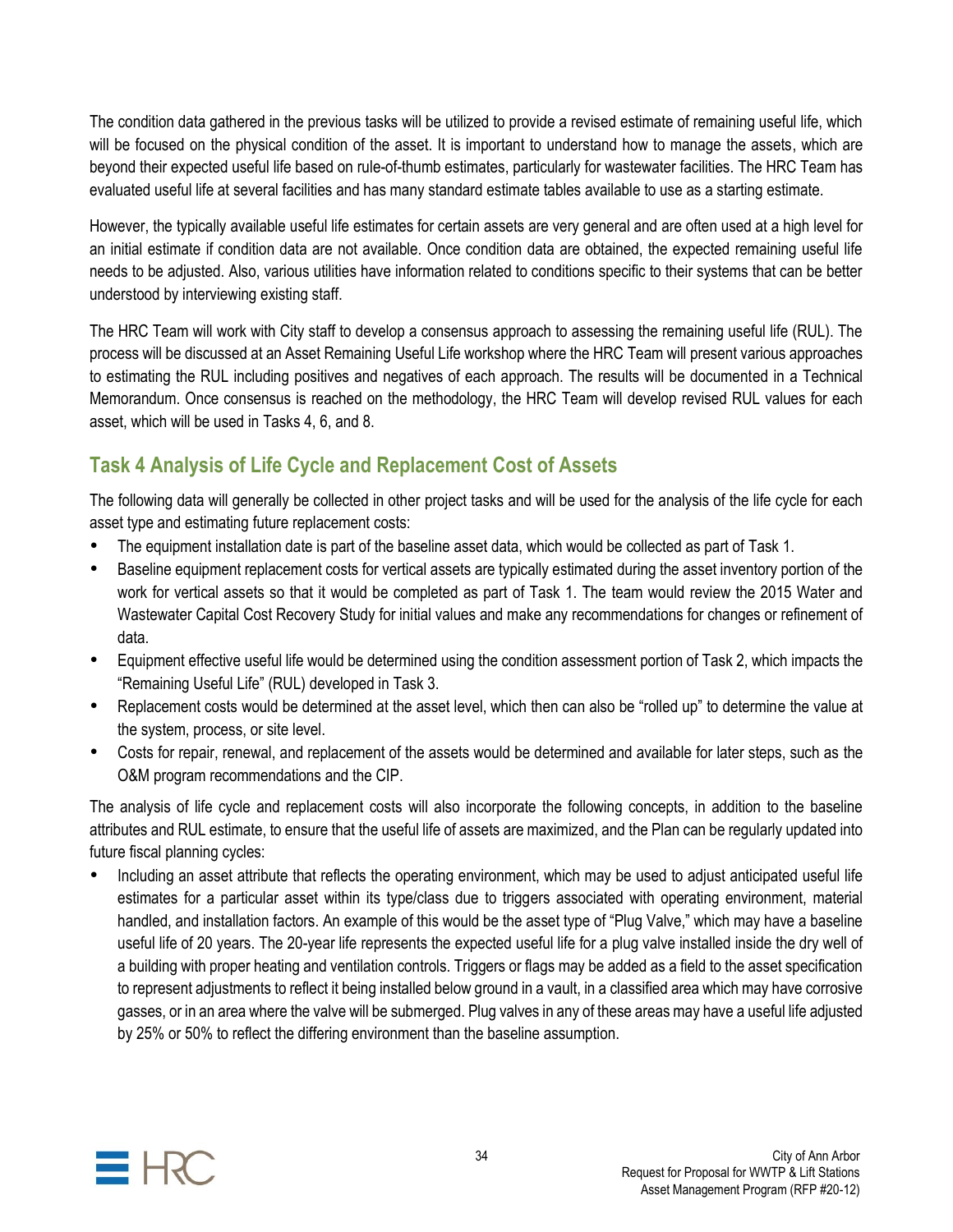The condition data gathered in the previous tasks will be utilized to provide a revised estimate of remaining useful life, which will be focused on the physical condition of the asset. It is important to understand how to manage the assets, which are beyond their expected useful life based on rule-of-thumb estimates, particularly for wastewater facilities. The HRC Team has evaluated useful life at several facilities and has many standard estimate tables available to use as a starting estimate.

However, the typically available useful life estimates for certain assets are very general and are often used at a high level for an initial estimate if condition data are not available. Once condition data are obtained, the expected remaining useful life needs to be adjusted. Also, various utilities have information related to conditions specific to their systems that can be better understood by interviewing existing staff.

The HRC Team will work with City staff to develop a consensus approach to assessing the remaining useful life (RUL). The process will be discussed at an Asset Remaining Useful Life workshop where the HRC Team will present various approaches to estimating the RUL including positives and negatives of each approach. The results will be documented in a Technical Memorandum. Once consensus is reached on the methodology, the HRC Team will develop revised RUL values for each asset, which will be used in Tasks 4, 6, and 8.

## Task 4 Analysis of Life Cycle and Replacement Cost of Assets

The following data will generally be collected in other project tasks and will be used for the analysis of the life cycle for each asset type and estimating future replacement costs:

- The equipment installation date is part of the baseline asset data, which would be collected as part of Task 1.
- Baseline equipment replacement costs for vertical assets are typically estimated during the asset inventory portion of the work for vertical assets so that it would be completed as part of Task 1. The team would review the 2015 Water and Wastewater Capital Cost Recovery Study for initial values and make any recommendations for changes or refinement of data.
- Equipment effective useful life would be determined using the condition assessment portion of Task 2, which impacts the "Remaining Useful Life" (RUL) developed in Task 3.
- Replacement costs would be determined at the asset level, which then can also be "rolled up" to determine the value at the system, process, or site level.
- Costs for repair, renewal, and replacement of the assets would be determined and available for later steps, such as the O&M program recommendations and the CIP.

The analysis of life cycle and replacement costs will also incorporate the following concepts, in addition to the baseline attributes and RUL estimate, to ensure that the useful life of assets are maximized, and the Plan can be regularly updated into future fiscal planning cycles:

- Including an asset attribute that reflects the operating environment, which may be used to adjust anticipated useful life estimates for a particular asset within its type/class due to triggers associated with operating environment, material handled, and installation factors. An example of this would be the asset type of "Plug Valve," which may have a baseline useful life of 20 years. The 20-year life represents the expected useful life for a plug valve installed inside the dry well of a building with proper heating and ventilation controls. Triggers or flags may be added as a field to the asset specification to represent adjustments to reflect it being installed below ground in a vault, in a classified area which may have corrosive gasses, or in an area where the valve will be submerged. Plug valves in any of these areas may have a useful life adjusted by 25% or 50% to reflect the differing environment than the baseline assumption.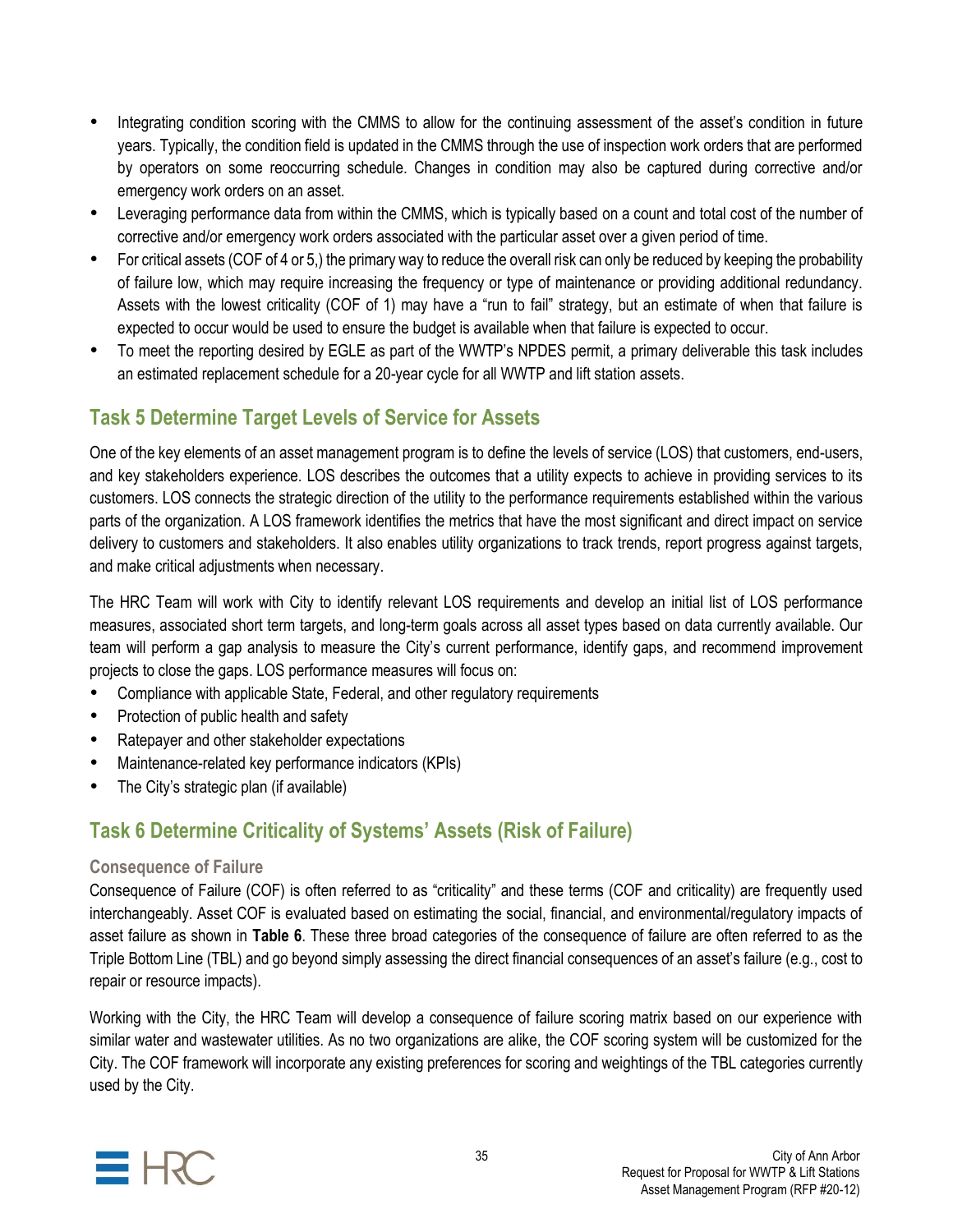- Integrating condition scoring with the CMMS to allow for the continuing assessment of the asset's condition in future years. Typically, the condition field is updated in the CMMS through the use of inspection work orders that are performed by operators on some reoccurring schedule. Changes in condition may also be captured during corrective and/or emergency work orders on an asset.
- Leveraging performance data from within the CMMS, which is typically based on a count and total cost of the number of corrective and/or emergency work orders associated with the particular asset over a given period of time.
- For critical assets (COF of 4 or 5,) the primary way to reduce the overall risk can only be reduced by keeping the probability of failure low, which may require increasing the frequency or type of maintenance or providing additional redundancy. Assets with the lowest criticality (COF of 1) may have a "run to fail" strategy, but an estimate of when that failure is expected to occur would be used to ensure the budget is available when that failure is expected to occur.
- To meet the reporting desired by EGLE as part of the WWTP's NPDES permit, a primary deliverable this task includes an estimated replacement schedule for a 20-year cycle for all WWTP and lift station assets.

## Task 5 Determine Target Levels of Service for Assets

One of the key elements of an asset management program is to define the levels of service (LOS) that customers, end-users, and key stakeholders experience. LOS describes the outcomes that a utility expects to achieve in providing services to its customers. LOS connects the strategic direction of the utility to the performance requirements established within the various parts of the organization. A LOS framework identifies the metrics that have the most significant and direct impact on service delivery to customers and stakeholders. It also enables utility organizations to track trends, report progress against targets, and make critical adjustments when necessary.

The HRC Team will work with City to identify relevant LOS requirements and develop an initial list of LOS performance measures, associated short term targets, and long-term goals across all asset types based on data currently available. Our team will perform a gap analysis to measure the City's current performance, identify gaps, and recommend improvement projects to close the gaps. LOS performance measures will focus on:

- Compliance with applicable State, Federal, and other regulatory requirements
- Protection of public health and safety
- Ratepayer and other stakeholder expectations
- Maintenance-related key performance indicators (KPIs)
- The City's strategic plan (if available)

## Task 6 Determine Criticality of Systems' Assets (Risk of Failure)

### Consequence of Failure

Consequence of Failure (COF) is often referred to as "criticality" and these terms (COF and criticality) are frequently used interchangeably. Asset COF is evaluated based on estimating the social, financial, and environmental/regulatory impacts of asset failure as shown in **Table 6**. These three broad categories of the consequence of failure are often referred to as the Triple Bottom Line (TBL) and go beyond simply assessing the direct financial consequences of an asset's failure (e.g., cost to repair or resource impacts).

Working with the City, the HRC Team will develop a consequence of failure scoring matrix based on our experience with similar water and wastewater utilities. As no two organizations are alike, the COF scoring system will be customized for the City. The COF framework will incorporate any existing preferences for scoring and weightings of the TBL categories currently used by the City.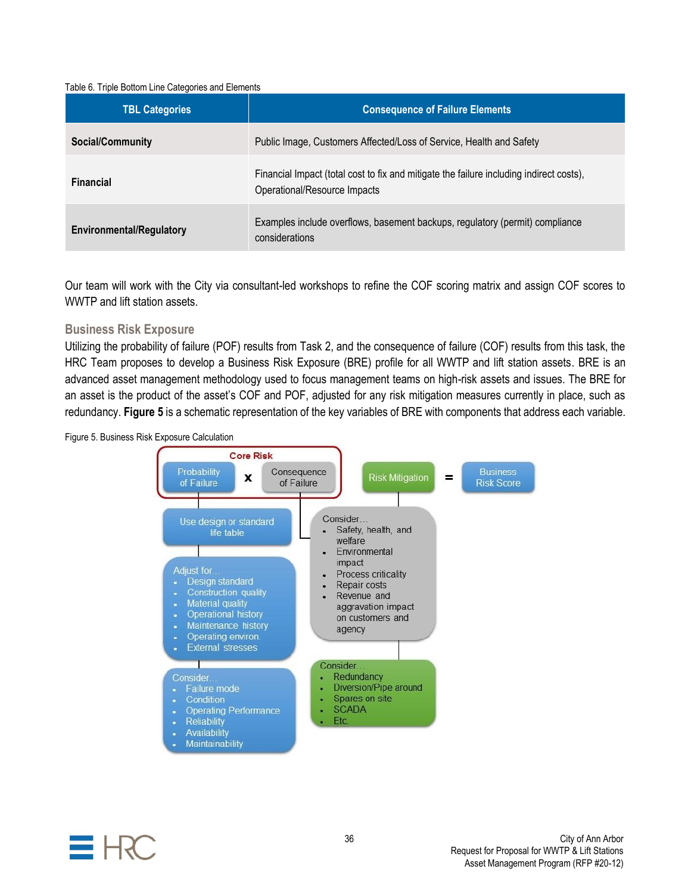Table 6. Triple Bottom Line Categories and Elements

| TBL Categories | Consequence of Failure Elements |
| --- | --- |
| **Social/Community** | Public Image, Customers Affected/Loss of Service, Health and Safety |
| **Financial** | Financial Impact (total cost to fix and mitigate the failure including indirect costs), Operational/Resource Impacts |
| **Environmental/Regulatory** | Examples include overflows, basement backups, regulatory (permit) compliance considerations |

Our team will work with the City via consultant-led workshops to refine the COF scoring matrix and assign COF scores to WWTP and lift station assets.

### Business Risk Exposure

Utilizing the probability of failure (POF) results from Task 2, and the consequence of failure (COF) results from this task, the HRC Team proposes to develop a Business Risk Exposure (BRE) profile for all WWTP and lift station assets. BRE is an advanced asset management methodology used to focus management teams on high-risk assets and issues. The BRE for an asset is the product of the asset's COF and POF, adjusted for any risk mitigation measures currently in place, such as redundancy. **Figure 5** is a schematic representation of the key variables of BRE with components that address each variable.

Figure 5. Business Risk Exposure Calculation

**Core Risk**: Probability of Failure x Consequence of Failure — Risk Mitigation = Business Risk Score

Probability of Failure:

- Use design or standard life table
- Adjust for…
  - Design standard
  - Construction quality
  - Material quality
  - Operational history
  - Maintenance history
  - Operating environ.
  - External stresses
- Consider…
  - Failure mode
  - Condition
  - Operating Performance
  - Reliability
  - Availability
  - Maintainability

Consequence of Failure — Consider…

- Safety, health, and welfare
- Environmental impact
- Process criticality
- Repair costs
- Revenue and aggravation impact on customers and agency

Risk Mitigation — Consider…

- Redundancy
- Diversion/Pipe around
- Spares on site
- SCADA
- Etc.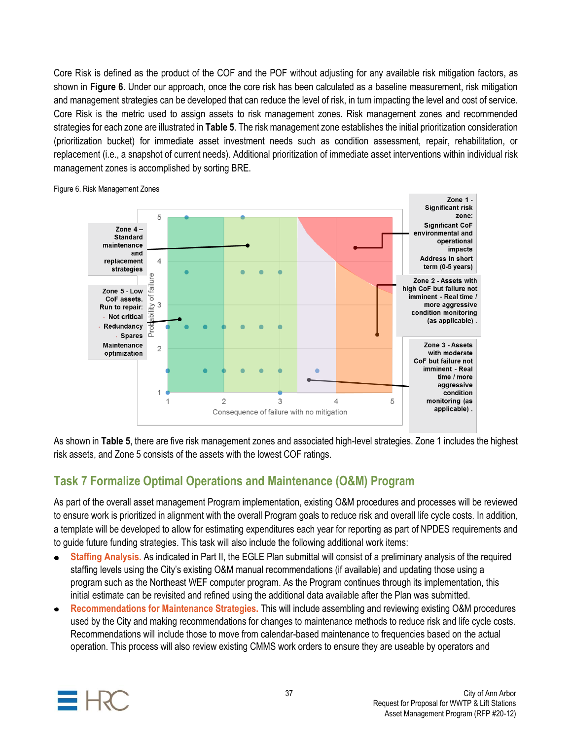Core Risk is defined as the product of the COF and the POF without adjusting for any available risk mitigation factors, as shown in **Figure 6**. Under our approach, once the core risk has been calculated as a baseline measurement, risk mitigation and management strategies can be developed that can reduce the level of risk, in turn impacting the level and cost of service. Core Risk is the metric used to assign assets to risk management zones. Risk management zones and recommended strategies for each zone are illustrated in **Table 5**. The risk management zone establishes the initial prioritization consideration (prioritization bucket) for immediate asset investment needs such as condition assessment, repair, rehabilitation, or replacement (i.e., a snapshot of current needs). Additional prioritization of immediate asset interventions within individual risk management zones is accomplished by sorting BRE.

Figure 6. Risk Management Zones

Zone 1 - Significant risk zone: Significant CoF environmental and operational impacts. Address in short term (0-5 years)

Zone 2 - Assets with high CoF but failure not imminent - Real time / more aggressive condition monitoring (as applicable).

Zone 3 - Assets with moderate CoF but failure not imminent - Real time / more aggressive condition monitoring (as applicable).

Zone 4 – Standard maintenance and replacement strategies

Zone 5 - Low CoF assets. Run to repair: Not critical, Redundancy, Spares. Maintenance optimization

Probability of failure (1–5) vs. Consequence of failure with no mitigation (1–5)

As shown in **Table 5**, there are five risk management zones and associated high-level strategies. Zone 1 includes the highest risk assets, and Zone 5 consists of the assets with the lowest COF ratings.

## Task 7 Formalize Optimal Operations and Maintenance (O&M) Program

As part of the overall asset management Program implementation, existing O&M procedures and processes will be reviewed to ensure work is prioritized in alignment with the overall Program goals to reduce risk and overall life cycle costs. In addition, a template will be developed to allow for estimating expenditures each year for reporting as part of NPDES requirements and to guide future funding strategies. This task will also include the following additional work items:

- **Staffing Analysis.** As indicated in Part II, the EGLE Plan submittal will consist of a preliminary analysis of the required staffing levels using the City's existing O&M manual recommendations (if available) and updating those using a program such as the Northeast WEF computer program. As the Program continues through its implementation, this initial estimate can be revisited and refined using the additional data available after the Plan was submitted.
- **Recommendations for Maintenance Strategies.** This will include assembling and reviewing existing O&M procedures used by the City and making recommendations for changes to maintenance methods to reduce risk and life cycle costs. Recommendations will include those to move from calendar-based maintenance to frequencies based on the actual operation. This process will also review existing CMMS work orders to ensure they are useable by operators and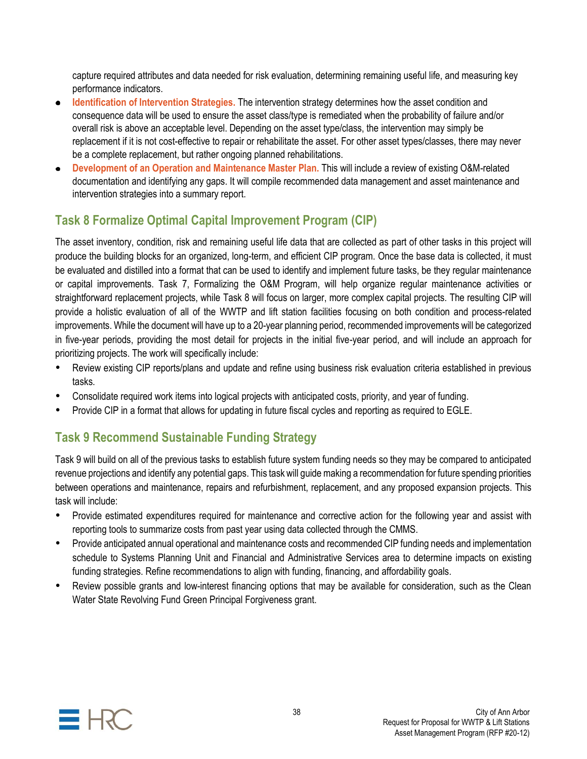capture required attributes and data needed for risk evaluation, determining remaining useful life, and measuring key performance indicators.

- **Identification of Intervention Strategies.** The intervention strategy determines how the asset condition and consequence data will be used to ensure the asset class/type is remediated when the probability of failure and/or overall risk is above an acceptable level. Depending on the asset type/class, the intervention may simply be replacement if it is not cost-effective to repair or rehabilitate the asset. For other asset types/classes, there may never be a complete replacement, but rather ongoing planned rehabilitations.
- **Development of an Operation and Maintenance Master Plan.** This will include a review of existing O&M-related documentation and identifying any gaps. It will compile recommended data management and asset maintenance and intervention strategies into a summary report.

## Task 8 Formalize Optimal Capital Improvement Program (CIP)

The asset inventory, condition, risk and remaining useful life data that are collected as part of other tasks in this project will produce the building blocks for an organized, long-term, and efficient CIP program. Once the base data is collected, it must be evaluated and distilled into a format that can be used to identify and implement future tasks, be they regular maintenance or capital improvements. Task 7, Formalizing the O&M Program, will help organize regular maintenance activities or straightforward replacement projects, while Task 8 will focus on larger, more complex capital projects. The resulting CIP will provide a holistic evaluation of all of the WWTP and lift station facilities focusing on both condition and process-related improvements. While the document will have up to a 20-year planning period, recommended improvements will be categorized in five-year periods, providing the most detail for projects in the initial five-year period, and will include an approach for prioritizing projects. The work will specifically include:

- Review existing CIP reports/plans and update and refine using business risk evaluation criteria established in previous tasks.
- Consolidate required work items into logical projects with anticipated costs, priority, and year of funding.
- Provide CIP in a format that allows for updating in future fiscal cycles and reporting as required to EGLE.

## Task 9 Recommend Sustainable Funding Strategy

Task 9 will build on all of the previous tasks to establish future system funding needs so they may be compared to anticipated revenue projections and identify any potential gaps. This task will guide making a recommendation for future spending priorities between operations and maintenance, repairs and refurbishment, replacement, and any proposed expansion projects. This task will include:

- Provide estimated expenditures required for maintenance and corrective action for the following year and assist with reporting tools to summarize costs from past year using data collected through the CMMS.
- Provide anticipated annual operational and maintenance costs and recommended CIP funding needs and implementation schedule to Systems Planning Unit and Financial and Administrative Services area to determine impacts on existing funding strategies. Refine recommendations to align with funding, financing, and affordability goals.
- Review possible grants and low-interest financing options that may be available for consideration, such as the Clean Water State Revolving Fund Green Principal Forgiveness grant.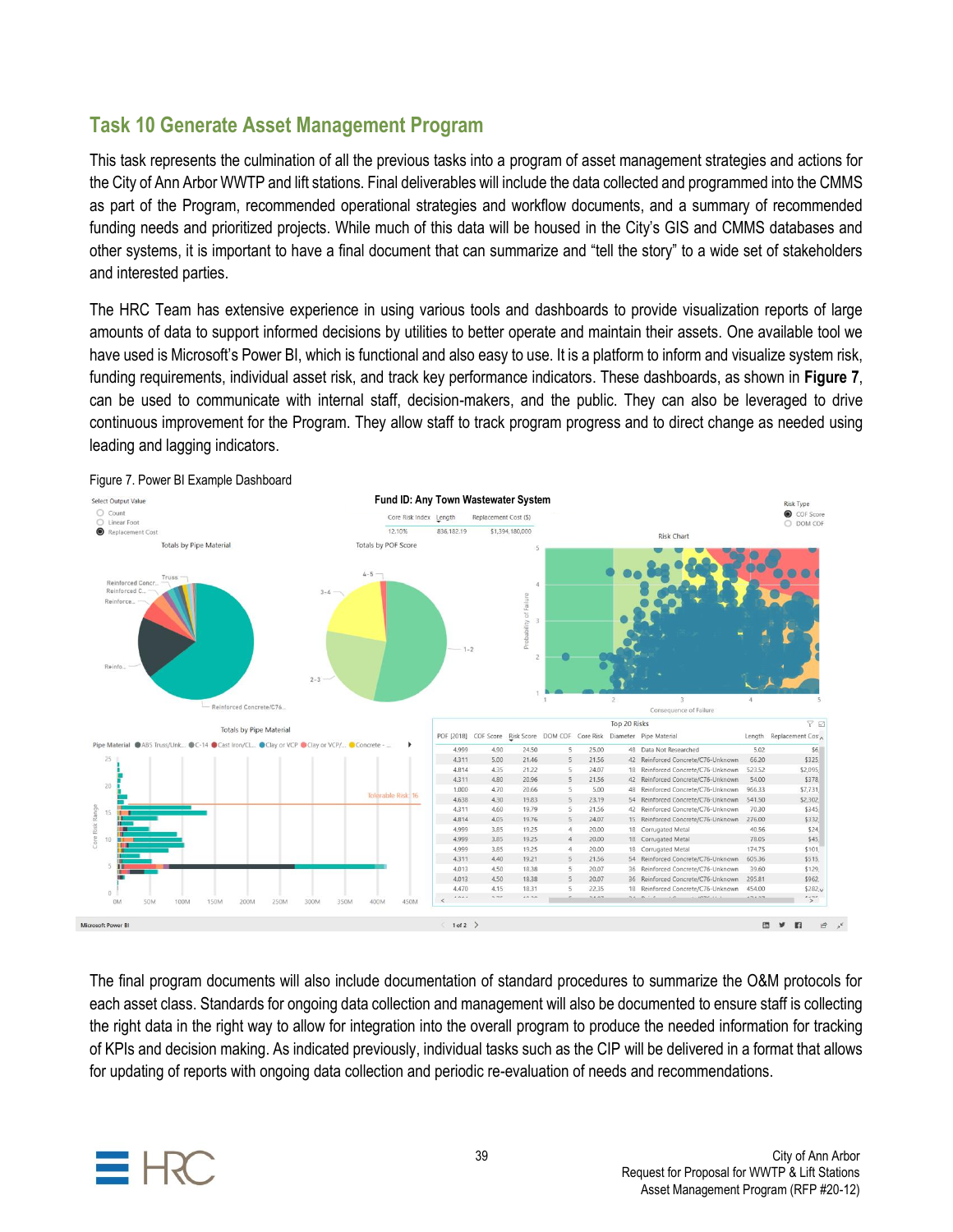## Task 10 Generate Asset Management Program

This task represents the culmination of all the previous tasks into a program of asset management strategies and actions for the City of Ann Arbor WWTP and lift stations. Final deliverables will include the data collected and programmed into the CMMS as part of the Program, recommended operational strategies and workflow documents, and a summary of recommended funding needs and prioritized projects. While much of this data will be housed in the City's GIS and CMMS databases and other systems, it is important to have a final document that can summarize and "tell the story" to a wide set of stakeholders and interested parties.

The HRC Team has extensive experience in using various tools and dashboards to provide visualization reports of large amounts of data to support informed decisions by utilities to better operate and maintain their assets. One available tool we have used is Microsoft's Power BI, which is functional and also easy to use. It is a platform to inform and visualize system risk, funding requirements, individual asset risk, and track key performance indicators. These dashboards, as shown in **Figure 7**, can be used to communicate with internal staff, decision-makers, and the public. They can also be leveraged to drive continuous improvement for the Program. They allow staff to track program progress and to direct change as needed using leading and lagging indicators.

Figure 7. Power BI Example Dashboard

The final program documents will also include documentation of standard procedures to summarize the O&M protocols for each asset class. Standards for ongoing data collection and management will also be documented to ensure staff is collecting the right data in the right way to allow for integration into the overall program to produce the needed information for tracking of KPIs and decision making. As indicated previously, individual tasks such as the CIP will be delivered in a format that allows for updating of reports with ongoing data collection and periodic re-evaluation of needs and recommendations.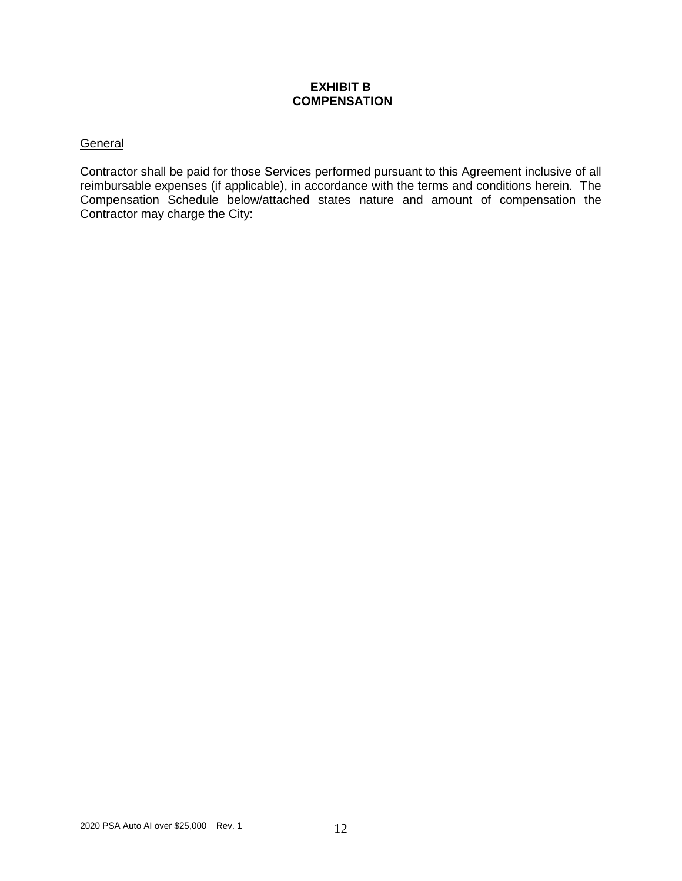# EXHIBIT B
# COMPENSATION

General

Contractor shall be paid for those Services performed pursuant to this Agreement inclusive of all reimbursable expenses (if applicable), in accordance with the terms and conditions herein. The Compensation Schedule below/attached states nature and amount of compensation the Contractor may charge the City: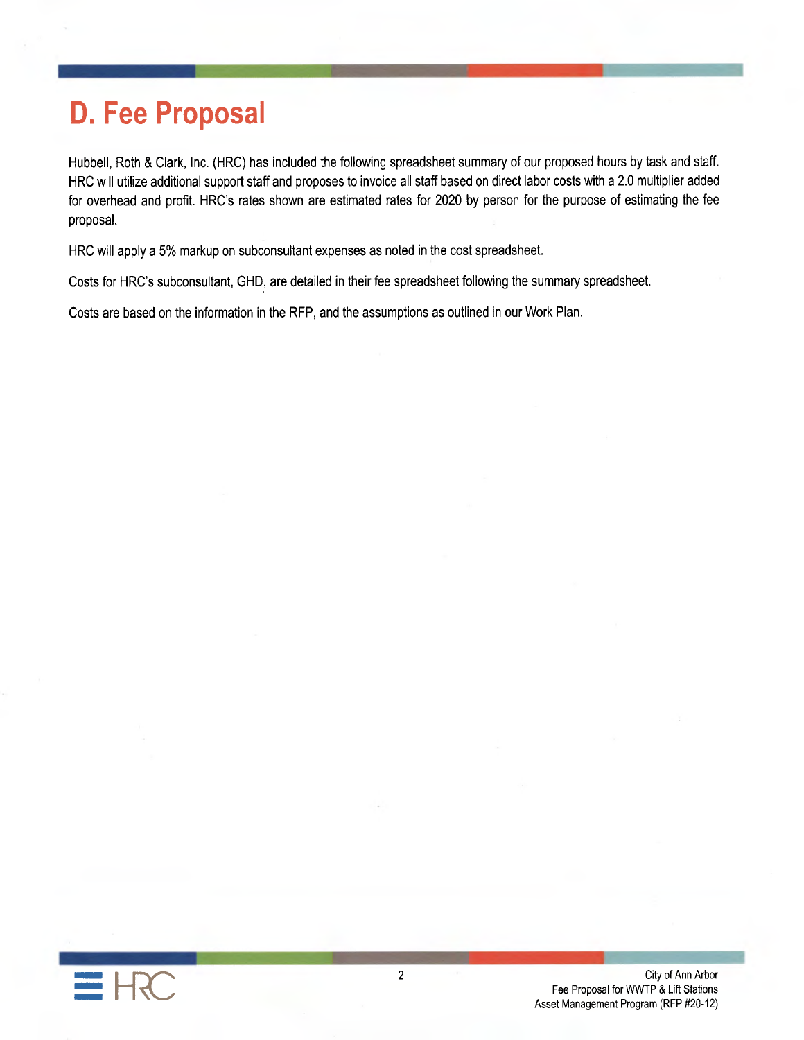# D. Fee Proposal

Hubbell, Roth & Clark, Inc. (HRC) has included the following spreadsheet summary of our proposed hours by task and staff. HRC will utilize additional support staff and proposes to invoice all staff based on direct labor costs with a 2.0 multiplier added for overhead and profit. HRC's rates shown are estimated rates for 2020 by person for the purpose of estimating the fee proposal.

HRC will apply a 5% markup on subconsultant expenses as noted in the cost spreadsheet.

Costs for HRC's subconsultant, GHD, are detailed in their fee spreadsheet following the summary spreadsheet.

Costs are based on the information in the RFP, and the assumptions as outlined in our Work Plan.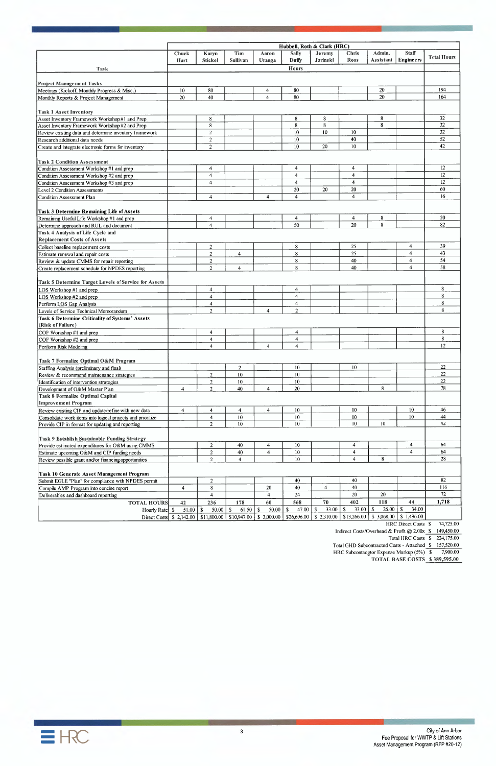| Task | Hubbell, Roth & Clark (HRC) | | | | | | | | | Total Hours |
|---|---|---|---|---|---|---|---|---|---|---|
| | Chuck Hart | Karyn Stickel | Tim Sullivan | Aaron Uranga | Sally Duffy | Jeremy Jarinski | Chris Ross | Admin. Assistant | Staff Engineers | |
| | Hours | | | | | | | | | |
| **Project Management Tasks** | | | | | | | | | | |
| Meetings (Kickoff, Monthly Progress & Misc.) | 10 | 80 | | 4 | 80 | | | 20 | | 194 |
| Monthly Reports & Project Management | 20 | 40 | | 4 | 80 | | | 20 | | 164 |
| **Task 1 Asset Inventory** | | | | | | | | | | |
| Asset Inventory Framework Workshop #1 and Prep | | 8 | | | 8 | 8 | | 8 | | 32 |
| Asset Inventory Framework Workshop #2 and Prep | | 8 | | | 8 | 8 | | 8 | | 32 |
| Review existing data and determine inventory framework | | 2 | | | 10 | 10 | 10 | | | 32 |
| Research additional data needs | | 2 | | | 10 | | 40 | | | 52 |
| Create and integrate electronic forms for inventory | | 2 | | | 10 | 20 | 10 | | | 42 |
| **Task 2 Condition Assessment** | | | | | | | | | | |
| Condition Assessment Workshop #1 and prep | | 4 | | | 4 | | 4 | | | 12 |
| Condition Assessment Workshop #2 and prep | | 4 | | | 4 | | 4 | | | 12 |
| Condition Assessment Workshop #3 and prep | | 4 | | | 4 | | 4 | | | 12 |
| Level 2 Condition Assessments | | | | | 20 | 20 | 20 | | | 60 |
| Condition Assessment Plan | | 4 | | 4 | 4 | | 4 | | | 16 |
| **Task 3 Determine Remaining Life of Assets** | | | | | | | | | | |
| Remaining Useful Life Workshop #1 and prep | | 4 | | | 4 | | 4 | 8 | | 20 |
| Determine approach and RUL and document | | 4 | | | 50 | | 20 | 8 | | 82 |
| **Task 4 Analysis of Life Cycle and Replacement Costs of Assets** | | | | | | | | | | |
| Collect baseline replacement costs | | 2 | | | 8 | | 25 | | 4 | 39 |
| Estimate renewal and repair costs | | 2 | 4 | | 8 | | 25 | | 4 | 43 |
| Review & update CMMS for repair reporting | | 2 | | | 8 | | 40 | | 4 | 54 |
| Create replacement schedule for NPDES reporting | | 2 | 4 | | 8 | | 40 | | 4 | 58 |
| **Task 5 Determine Target Levels of Service for Assets** | | | | | | | | | | |
| LOS Workshop #1 and prep | | 4 | | | 4 | | | | | 8 |
| LOS Workshop #2 and prep | | 4 | | | 4 | | | | | 8 |
| Perform LOS Gap Analysis | | 4 | | | 4 | | | | | 8 |
| Levels of Service Technical Memorandum | | 2 | | 4 | 2 | | | | | 8 |
| **Task 6 Determine Criticality of Systems' Assets (Risk of Failure)** | | | | | | | | | | |
| COF Workshop #1 and prep | | 4 | | | 4 | | | | | 8 |
| COF Workshop #2 and prep | | 4 | | | 4 | | | | | 8 |
| Perform Risk Modeling | | 4 | | 4 | 4 | | | | | 12 |
| **Task 7 Formalize Optimal O&M Program** | | | | | | | | | | |
| Staffing Analysis (preliminary and final) | | | 2 | | 10 | | 10 | | | 22 |
| Review & recommend maintenance strategies | | 2 | 10 | | 10 | | | | | 22 |
| Identification of intervention strategies | | 2 | 10 | | 10 | | | | | 22 |
| Development of O&M Master Plan | 4 | 2 | 40 | 4 | 20 | | | 8 | | 78 |
| **Task 8 Formalize Optimal Capital Improvement Program** | | | | | | | | | | |
| Review existing CIP and update/refine with new data | 4 | 4 | 4 | 4 | 10 | | 10 | | 10 | 46 |
| Consolidate work items into logical projects and prioritize | | 4 | 10 | | 10 | | 10 | | 10 | 44 |
| Provide CIP in format for updating and reporting | | 2 | 10 | | 10 | | 10 | 10 | | 42 |
| **Task 9 Establish Sustainable Funding Strategy** | | | | | | | | | | |
| Provide estimated expenditures for O&M using CMMS | | 2 | 40 | 4 | 10 | | 4 | | 4 | 64 |
| Estimate upcoming O&M and CIP funding needs | | 2 | 40 | 4 | 10 | | 4 | | 4 | 64 |
| Review possible grant and/or financing opportunities | | 2 | 4 | | 10 | | 4 | 8 | | 28 |
| **Task 10 Generate Asset Management Program** | | | | | | | | | | |
| Submit EGLE "Plan" for compliance with NPDES permit | | 2 | | | 40 | | 40 | | | 82 |
| Compile AMP Program into concise report | 4 | 8 | | 20 | 40 | 4 | 40 | | | 116 |
| Deliverables and dashboard reporting | | 4 | | 4 | 24 | | 20 | 20 | | 72 |
| **TOTAL HOURS** | 42 | 236 | 178 | 60 | 568 | 70 | 402 | 118 | 44 | **1,718** |
| Hourly Rate | $ 51.00 | $ 50.00 | $ 61.50 | $ 50.00 | $ 47.00 | $ 33.00 | $ 33.00 | $ 26.00 | $ 34.00 | |
| Direct Costs | $ 2,142.00 | $11,800.00 | $10,947.00 | $ 3,000.00 | $26,696.00 | $ 2,310.00 | $13,266.00 | $ 3,068.00 | $ 1,496.00 | |

| | |
|---|---|
| HRC Direct Costs | $ 74,725.00 |
| Indirect Costs/Overhead & Profit @ 2.00x | $ 149,450.00 |
| Total HRC Costs | $ 224,175.00 |
| Total GHD Subcontracted Costs - Attached | $ 157,520.00 |
| HRC Subcontacgtor Expense Markup (5%) | $ 7,900.00 |
| **TOTAL BASE COSTS** | **$ 389,595.00** |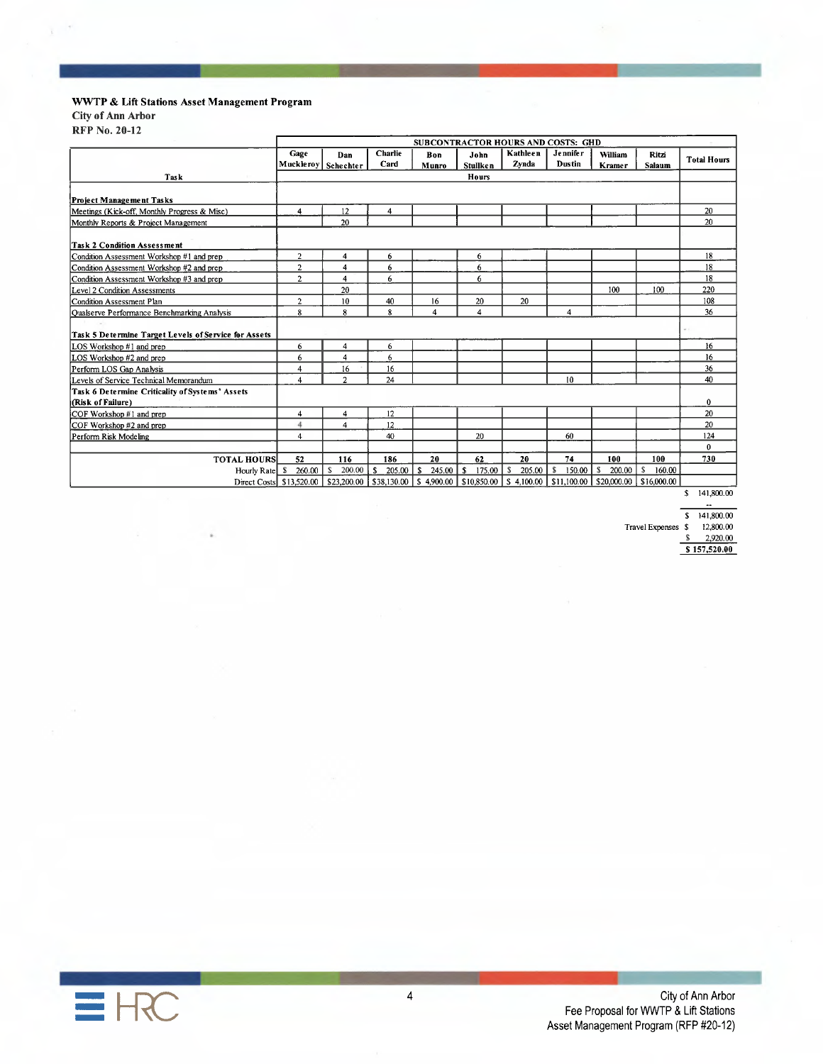**WWTP & Lift Stations Asset Management Program**
**City of Ann Arbor**
**RFP No. 20-12**

| Task | SUBCONTRACTOR HOURS AND COSTS: GHD | | | | | | | | | Total Hours |
|---|---|---|---|---|---|---|---|---|---|---|
| | Gage Muckleroy | Dan Schechter | Charlie Card | Bon Munro | John Stullken | Kathleen Zynda | Jennifer Dustin | William Kramer | Ritzi Salaum | |
| | Hours | | | | | | | | | |
| **Project Management Tasks** | | | | | | | | | | |
| Meetings (Kick-off, Monthly Progress & Misc) | 4 | 12 | 4 | | | | | | | 20 |
| Monthly Reports & Project Management | | 20 | | | | | | | | 20 |
| **Task 2 Condition Assessment** | | | | | | | | | | |
| Condition Assessment Workshop #1 and prep | 2 | 4 | 6 | | 6 | | | | | 18 |
| Condition Assessment Workshop #2 and prep | 2 | 4 | 6 | | 6 | | | | | 18 |
| Condition Assessment Workshop #3 and prep | 2 | 4 | 6 | | 6 | | | | | 18 |
| Level 2 Condition Assessments | | 20 | | | | | | 100 | 100 | 220 |
| Condition Assessment Plan | 2 | 10 | 40 | 16 | 20 | 20 | | | | 108 |
| Qualserve Performance Benchmarking Analysis | 8 | 8 | 8 | 4 | 4 | | 4 | | | 36 |
| **Task 5 Determine Target Levels of Service for Assets** | | | | | | | | | | |
| LOS Workshop #1 and prep | 6 | 4 | 6 | | | | | | | 16 |
| LOS Workshop #2 and prep | 6 | 4 | 6 | | | | | | | 16 |
| Perform LOS Gap Analysis | 4 | 16 | 16 | | | | | | | 36 |
| Levels of Service Technical Memorandum | 4 | 2 | 24 | | | | 10 | | | 40 |
| **Task 6 Determine Criticality of Systems' Assets (Risk of Failure)** | | | | | | | | | | 0 |
| COF Workshop #1 and prep | 4 | 4 | 12 | | | | | | | 20 |
| COF Workshop #2 and prep | 4 | 4 | 12 | | | | | | | 20 |
| Perform Risk Modeling | 4 | | 40 | | 20 | | 60 | | | 124 |
| | | | | | | | | | | 0 |
| **TOTAL HOURS** | **52** | **116** | **186** | **20** | **62** | **20** | **74** | **100** | **100** | **730** |
| Hourly Rate | $ 260.00 | $ 200.00 | $ 205.00 | $ 245.00 | $ 175.00 | $ 205.00 | $ 150.00 | $ 200.00 | $ 160.00 | |
| Direct Costs | $13,520.00 | $23,200.00 | $38,130.00 | $ 4,900.00 | $10,850.00 | $ 4,100.00 | $11,100.00 | $20,000.00 | $16,000.00 | $ 141,800.00 |

| | |
|---|---|
| | -- |
| | $ 141,800.00 |
| Travel Expenses | $ 12,800.00 |
| | $ 2,920.00 |
| | **$ 157,520.00** |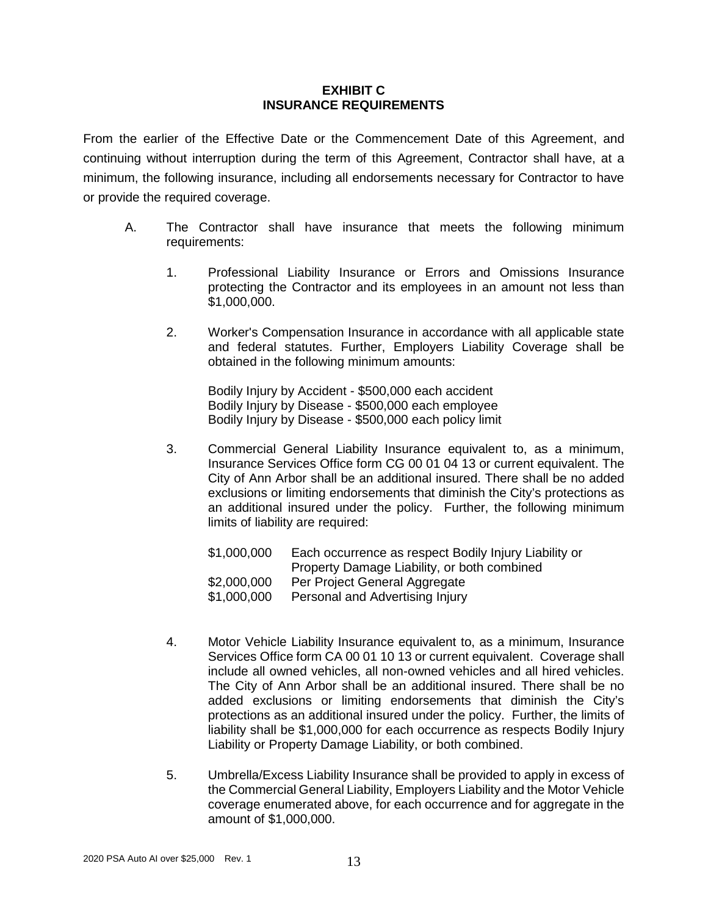## EXHIBIT C
## INSURANCE REQUIREMENTS

From the earlier of the Effective Date or the Commencement Date of this Agreement, and continuing without interruption during the term of this Agreement, Contractor shall have, at a minimum, the following insurance, including all endorsements necessary for Contractor to have or provide the required coverage.

A. The Contractor shall have insurance that meets the following minimum requirements:

1. Professional Liability Insurance or Errors and Omissions Insurance protecting the Contractor and its employees in an amount not less than $1,000,000.

2. Worker's Compensation Insurance in accordance with all applicable state and federal statutes. Further, Employers Liability Coverage shall be obtained in the following minimum amounts:

   Bodily Injury by Accident - $500,000 each accident
   Bodily Injury by Disease - $500,000 each employee
   Bodily Injury by Disease - $500,000 each policy limit

3. Commercial General Liability Insurance equivalent to, as a minimum, Insurance Services Office form CG 00 01 04 13 or current equivalent. The City of Ann Arbor shall be an additional insured. There shall be no added exclusions or limiting endorsements that diminish the City's protections as an additional insured under the policy. Further, the following minimum limits of liability are required:

| | |
|---|---|
| $1,000,000 | Each occurrence as respect Bodily Injury Liability or Property Damage Liability, or both combined |
| $2,000,000 | Per Project General Aggregate |
| $1,000,000 | Personal and Advertising Injury |

4. Motor Vehicle Liability Insurance equivalent to, as a minimum, Insurance Services Office form CA 00 01 10 13 or current equivalent. Coverage shall include all owned vehicles, all non-owned vehicles and all hired vehicles. The City of Ann Arbor shall be an additional insured. There shall be no added exclusions or limiting endorsements that diminish the City's protections as an additional insured under the policy. Further, the limits of liability shall be $1,000,000 for each occurrence as respects Bodily Injury Liability or Property Damage Liability, or both combined.

5. Umbrella/Excess Liability Insurance shall be provided to apply in excess of the Commercial General Liability, Employers Liability and the Motor Vehicle coverage enumerated above, for each occurrence and for aggregate in the amount of $1,000,000.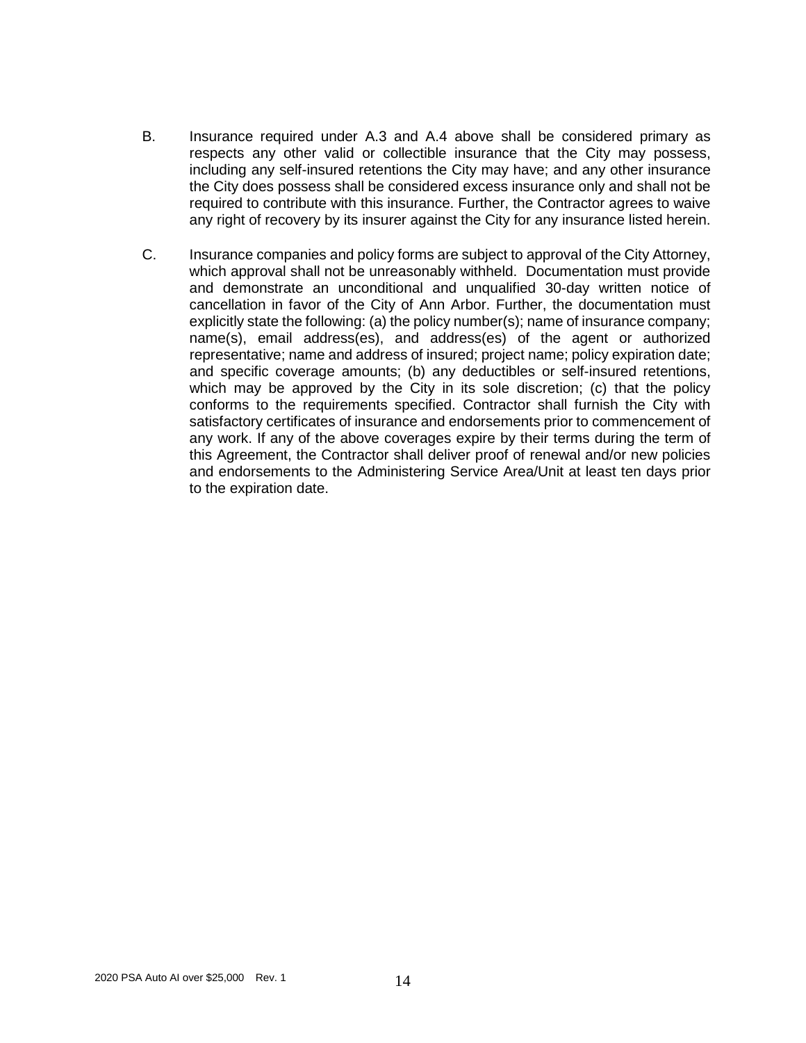B. Insurance required under A.3 and A.4 above shall be considered primary as respects any other valid or collectible insurance that the City may possess, including any self-insured retentions the City may have; and any other insurance the City does possess shall be considered excess insurance only and shall not be required to contribute with this insurance. Further, the Contractor agrees to waive any right of recovery by its insurer against the City for any insurance listed herein.

C. Insurance companies and policy forms are subject to approval of the City Attorney, which approval shall not be unreasonably withheld. Documentation must provide and demonstrate an unconditional and unqualified 30-day written notice of cancellation in favor of the City of Ann Arbor. Further, the documentation must explicitly state the following: (a) the policy number(s); name of insurance company; name(s), email address(es), and address(es) of the agent or authorized representative; name and address of insured; project name; policy expiration date; and specific coverage amounts; (b) any deductibles or self-insured retentions, which may be approved by the City in its sole discretion; (c) that the policy conforms to the requirements specified. Contractor shall furnish the City with satisfactory certificates of insurance and endorsements prior to commencement of any work. If any of the above coverages expire by their terms during the term of this Agreement, the Contractor shall deliver proof of renewal and/or new policies and endorsements to the Administering Service Area/Unit at least ten days prior to the expiration date.